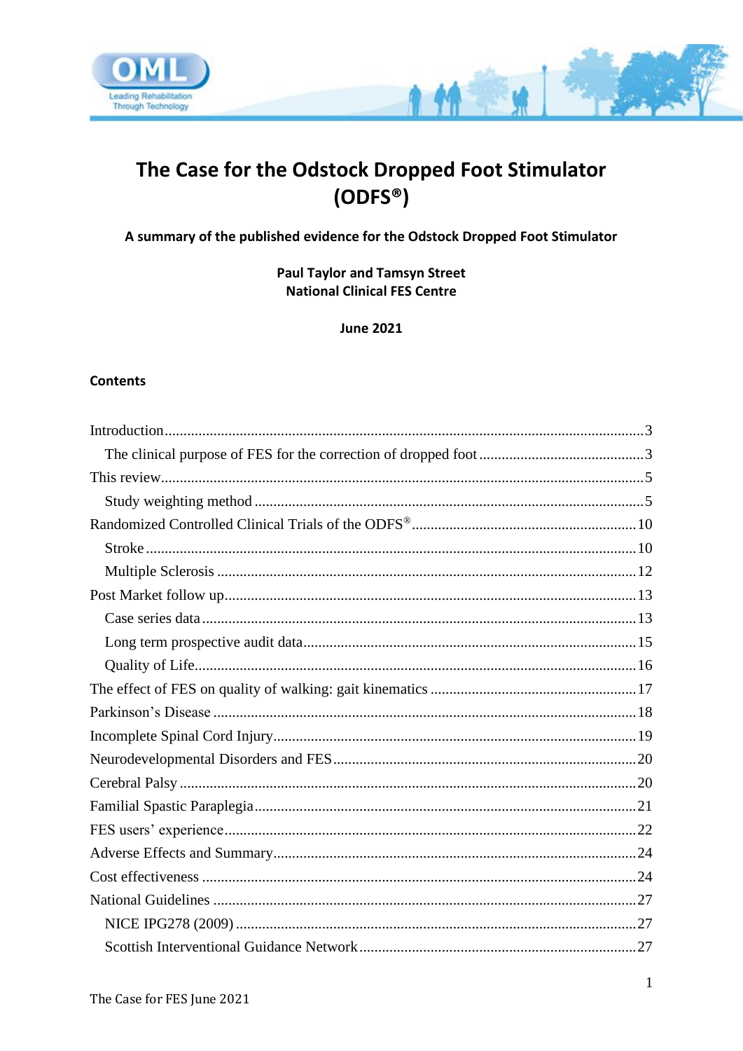# The Case for the Odstock Dropped Foot Stimulator (ODFS®)

**A summary of the published evidence for the Odstock Dropped Foot Stimulator**

**Paul Taylor and Tamsyn Street**
**National Clinical FES Centre**

**June 2021**

## Contents

Introduction ........................................................................ 3
- The clinical purpose of FES for the correction of dropped foot ........................ 3

This review ........................................................................ 5
- Study weighting method ........................................................ 5

Randomized Controlled Clinical Trials of the ODFS® ......................................... 10
- Stroke ......................................................................... 10
- Multiple Sclerosis .............................................................. 12

Post Market follow up ............................................................... 13
- Case series data ................................................................ 13
- Long term prospective audit data ................................................ 15
- Quality of Life .................................................................. 16

The effect of FES on quality of walking: gait kinematics ..................................... 17

Parkinson's Disease ................................................................. 18

Incomplete Spinal Cord Injury ........................................................ 19

Neurodevelopmental Disorders and FES ............................................... 20

Cerebral Palsy ...................................................................... 20

Familial Spastic Paraplegia ........................................................... 21

FES users' experience ................................................................ 22

Adverse Effects and Summary .......................................................... 24

Cost effectiveness ................................................................... 24

National Guidelines ................................................................. 27
- NICE IPG278 (2009) ............................................................ 27
- Scottish Interventional Guidance Network ........................................ 27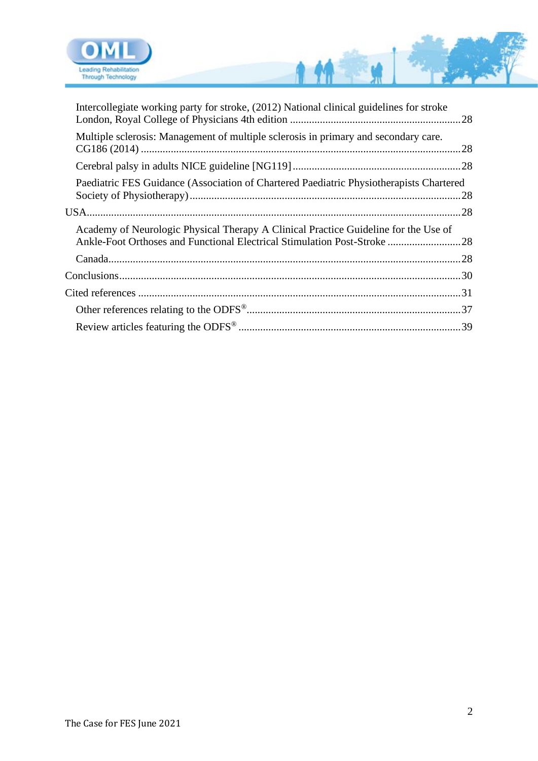Intercollegiate working party for stroke, (2012) National clinical guidelines for stroke London, Royal College of Physicians 4th edition ............................................................... 28

Multiple sclerosis: Management of multiple sclerosis in primary and secondary care. CG186 (2014) ...................................................................................................... 28

Cerebral palsy in adults NICE guideline [NG119] ............................................................. 28

Paediatric FES Guidance (Association of Chartered Paediatric Physiotherapists Chartered Society of Physiotherapy) .................................................................................................. 28

USA ......................................................................................................................... 28

Academy of Neurologic Physical Therapy A Clinical Practice Guideline for the Use of Ankle-Foot Orthoses and Functional Electrical Stimulation Post-Stroke ........................... 28

Canada ................................................................................................................. 28

Conclusions ............................................................................................................. 30

Cited references ....................................................................................................... 31

Other references relating to the ODFS® ................................................................................ 37

Review articles featuring the ODFS® .................................................................................. 39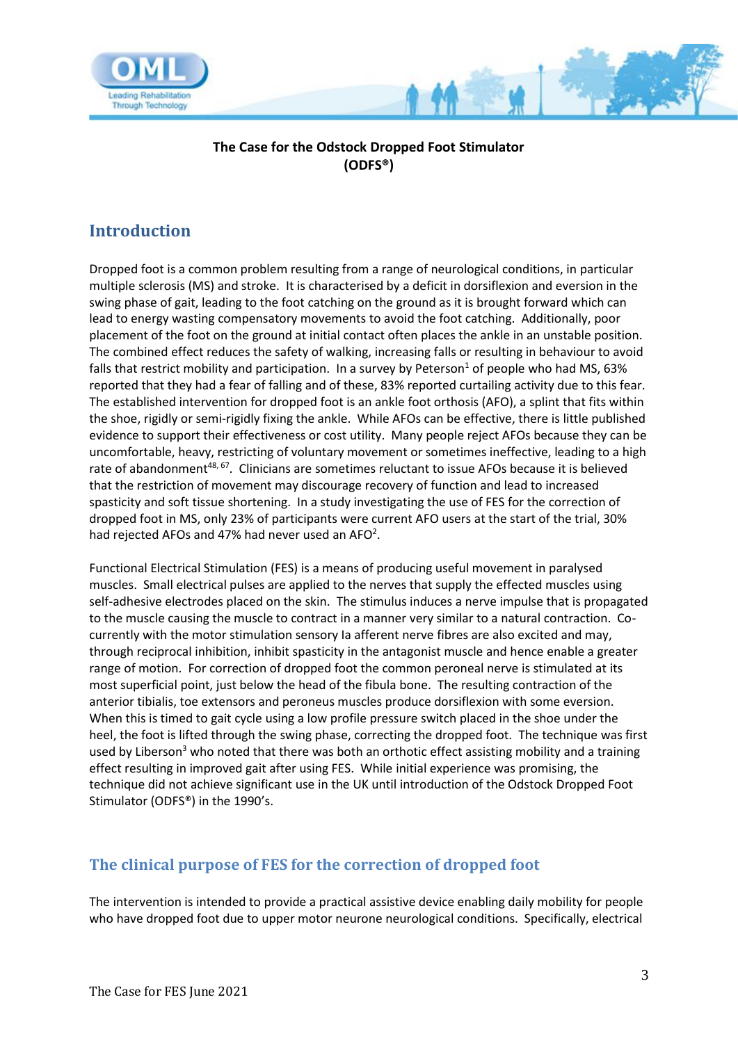**The Case for the Odstock Dropped Foot Stimulator (ODFS®)**

## Introduction

Dropped foot is a common problem resulting from a range of neurological conditions, in particular multiple sclerosis (MS) and stroke. It is characterised by a deficit in dorsiflexion and eversion in the swing phase of gait, leading to the foot catching on the ground as it is brought forward which can lead to energy wasting compensatory movements to avoid the foot catching. Additionally, poor placement of the foot on the ground at initial contact often places the ankle in an unstable position. The combined effect reduces the safety of walking, increasing falls or resulting in behaviour to avoid falls that restrict mobility and participation. In a survey by Peterson[1] of people who had MS, 63% reported that they had a fear of falling and of these, 83% reported curtailing activity due to this fear. The established intervention for dropped foot is an ankle foot orthosis (AFO), a splint that fits within the shoe, rigidly or semi-rigidly fixing the ankle. While AFOs can be effective, there is little published evidence to support their effectiveness or cost utility. Many people reject AFOs because they can be uncomfortable, heavy, restricting of voluntary movement or sometimes ineffective, leading to a high rate of abandonment[48, 67]. Clinicians are sometimes reluctant to issue AFOs because it is believed that the restriction of movement may discourage recovery of function and lead to increased spasticity and soft tissue shortening. In a study investigating the use of FES for the correction of dropped foot in MS, only 23% of participants were current AFO users at the start of the trial, 30% had rejected AFOs and 47% had never used an AFO[2].

Functional Electrical Stimulation (FES) is a means of producing useful movement in paralysed muscles. Small electrical pulses are applied to the nerves that supply the effected muscles using self-adhesive electrodes placed on the skin. The stimulus induces a nerve impulse that is propagated to the muscle causing the muscle to contract in a manner very similar to a natural contraction. Co-currently with the motor stimulation sensory Ia afferent nerve fibres are also excited and may, through reciprocal inhibition, inhibit spasticity in the antagonist muscle and hence enable a greater range of motion. For correction of dropped foot the common peroneal nerve is stimulated at its most superficial point, just below the head of the fibula bone. The resulting contraction of the anterior tibialis, toe extensors and peroneus muscles produce dorsiflexion with some eversion. When this is timed to gait cycle using a low profile pressure switch placed in the shoe under the heel, the foot is lifted through the swing phase, correcting the dropped foot. The technique was first used by Liberson[3] who noted that there was both an orthotic effect assisting mobility and a training effect resulting in improved gait after using FES. While initial experience was promising, the technique did not achieve significant use in the UK until introduction of the Odstock Dropped Foot Stimulator (ODFS®) in the 1990's.

## The clinical purpose of FES for the correction of dropped foot

The intervention is intended to provide a practical assistive device enabling daily mobility for people who have dropped foot due to upper motor neurone neurological conditions. Specifically, electrical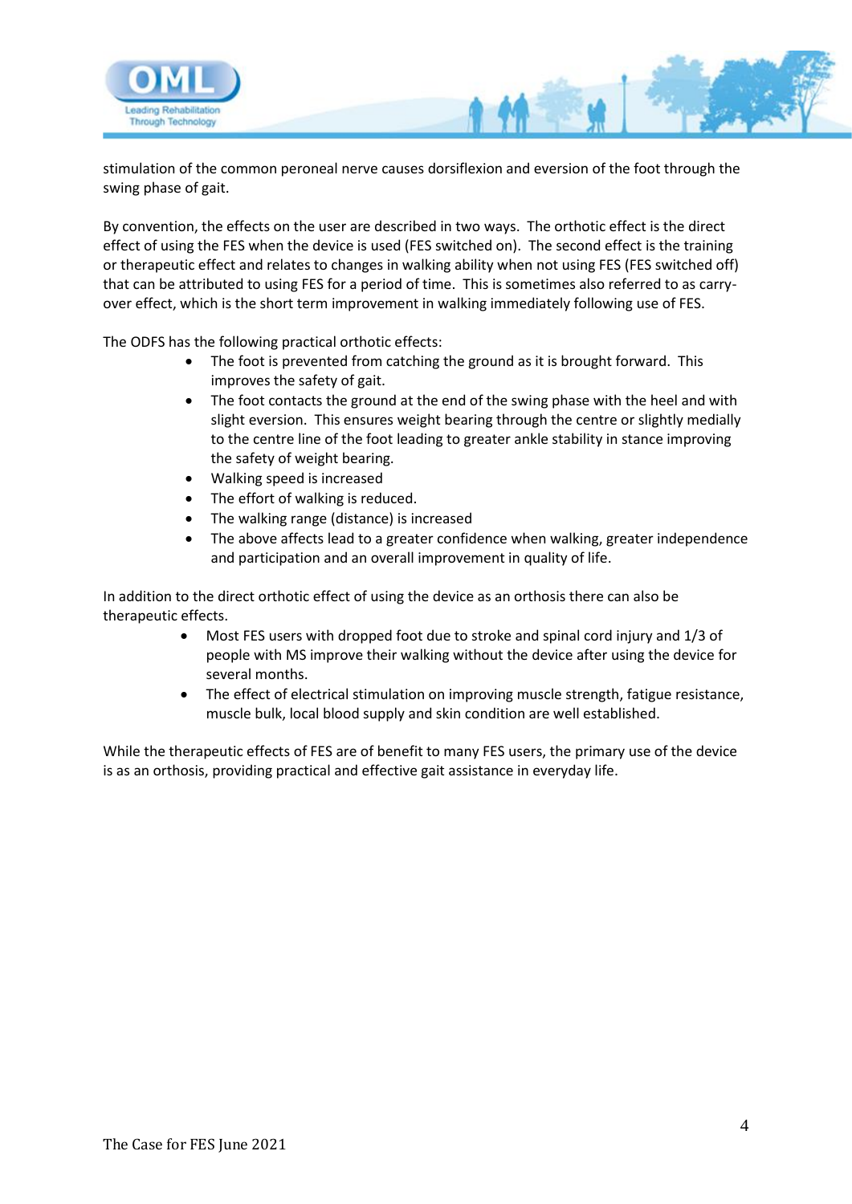stimulation of the common peroneal nerve causes dorsiflexion and eversion of the foot through the swing phase of gait.

By convention, the effects on the user are described in two ways. The orthotic effect is the direct effect of using the FES when the device is used (FES switched on). The second effect is the training or therapeutic effect and relates to changes in walking ability when not using FES (FES switched off) that can be attributed to using FES for a period of time. This is sometimes also referred to as carry-over effect, which is the short term improvement in walking immediately following use of FES.

The ODFS has the following practical orthotic effects:

- The foot is prevented from catching the ground as it is brought forward. This improves the safety of gait.
- The foot contacts the ground at the end of the swing phase with the heel and with slight eversion. This ensures weight bearing through the centre or slightly medially to the centre line of the foot leading to greater ankle stability in stance improving the safety of weight bearing.
- Walking speed is increased
- The effort of walking is reduced.
- The walking range (distance) is increased
- The above affects lead to a greater confidence when walking, greater independence and participation and an overall improvement in quality of life.

In addition to the direct orthotic effect of using the device as an orthosis there can also be therapeutic effects.

- Most FES users with dropped foot due to stroke and spinal cord injury and 1/3 of people with MS improve their walking without the device after using the device for several months.
- The effect of electrical stimulation on improving muscle strength, fatigue resistance, muscle bulk, local blood supply and skin condition are well established.

While the therapeutic effects of FES are of benefit to many FES users, the primary use of the device is as an orthosis, providing practical and effective gait assistance in everyday life.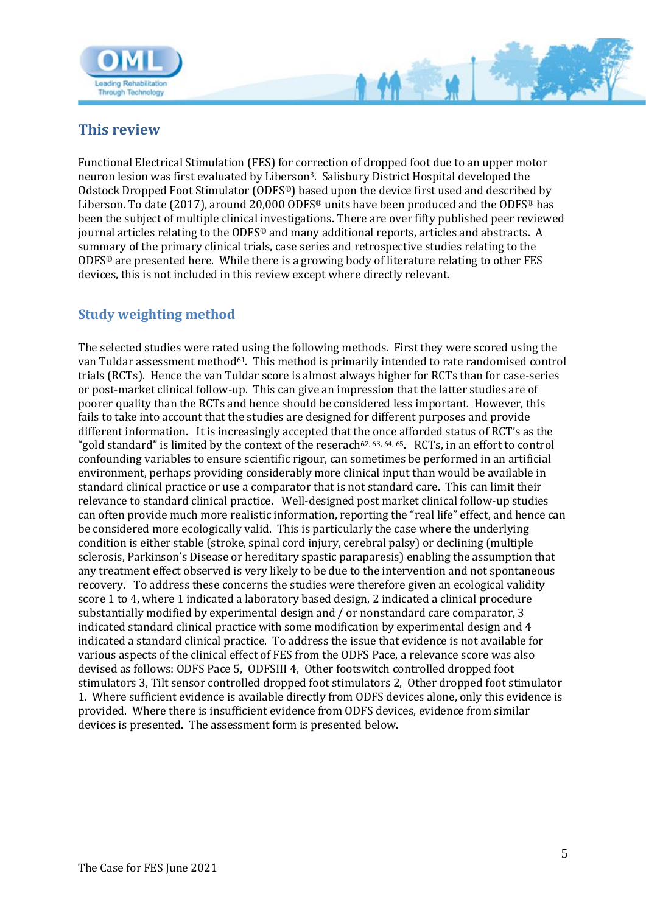## This review

Functional Electrical Stimulation (FES) for correction of dropped foot due to an upper motor neuron lesion was first evaluated by Liberson[3]. Salisbury District Hospital developed the Odstock Dropped Foot Stimulator (ODFS®) based upon the device first used and described by Liberson. To date (2017), around 20,000 ODFS® units have been produced and the ODFS® has been the subject of multiple clinical investigations. There are over fifty published peer reviewed journal articles relating to the ODFS® and many additional reports, articles and abstracts. A summary of the primary clinical trials, case series and retrospective studies relating to the ODFS® are presented here. While there is a growing body of literature relating to other FES devices, this is not included in this review except where directly relevant.

## Study weighting method

The selected studies were rated using the following methods. First they were scored using the van Tuldar assessment method[61]. This method is primarily intended to rate randomised control trials (RCTs). Hence the van Tuldar score is almost always higher for RCTs than for case-series or post-market clinical follow-up. This can give an impression that the latter studies are of poorer quality than the RCTs and hence should be considered less important. However, this fails to take into account that the studies are designed for different purposes and provide different information. It is increasingly accepted that the once afforded status of RCT's as the "gold standard" is limited by the context of the reserach[62, 63, 64, 65]. RCTs, in an effort to control confounding variables to ensure scientific rigour, can sometimes be performed in an artificial environment, perhaps providing considerably more clinical input than would be available in standard clinical practice or use a comparator that is not standard care. This can limit their relevance to standard clinical practice. Well-designed post market clinical follow-up studies can often provide much more realistic information, reporting the "real life" effect, and hence can be considered more ecologically valid. This is particularly the case where the underlying condition is either stable (stroke, spinal cord injury, cerebral palsy) or declining (multiple sclerosis, Parkinson's Disease or hereditary spastic paraparesis) enabling the assumption that any treatment effect observed is very likely to be due to the intervention and not spontaneous recovery. To address these concerns the studies were therefore given an ecological validity score 1 to 4, where 1 indicated a laboratory based design, 2 indicated a clinical procedure substantially modified by experimental design and / or nonstandard care comparator, 3 indicated standard clinical practice with some modification by experimental design and 4 indicated a standard clinical practice. To address the issue that evidence is not available for various aspects of the clinical effect of FES from the ODFS Pace, a relevance score was also devised as follows: ODFS Pace 5, ODFSIII 4, Other footswitch controlled dropped foot stimulators 3, Tilt sensor controlled dropped foot stimulators 2, Other dropped foot stimulator 1. Where sufficient evidence is available directly from ODFS devices alone, only this evidence is provided. Where there is insufficient evidence from ODFS devices, evidence from similar devices is presented. The assessment form is presented below.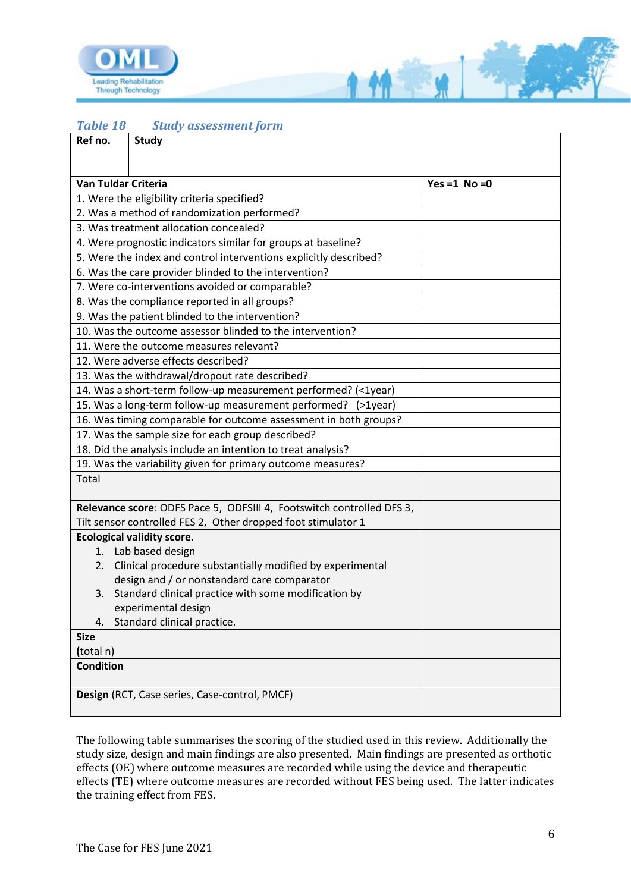*Table 18 Study assessment form*

| Ref no. | Study | |
|---|---|---|
| **Van Tuldar Criteria** | | **Yes =1 No =0** |
| 1. Were the eligibility criteria specified? | | |
| 2. Was a method of randomization performed? | | |
| 3. Was treatment allocation concealed? | | |
| 4. Were prognostic indicators similar for groups at baseline? | | |
| 5. Were the index and control interventions explicitly described? | | |
| 6. Was the care provider blinded to the intervention? | | |
| 7. Were co-interventions avoided or comparable? | | |
| 8. Was the compliance reported in all groups? | | |
| 9. Was the patient blinded to the intervention? | | |
| 10. Was the outcome assessor blinded to the intervention? | | |
| 11. Were the outcome measures relevant? | | |
| 12. Were adverse effects described? | | |
| 13. Was the withdrawal/dropout rate described? | | |
| 14. Was a short-term follow-up measurement performed? (<1year) | | |
| 15. Was a long-term follow-up measurement performed? (>1year) | | |
| 16. Was timing comparable for outcome assessment in both groups? | | |
| 17. Was the sample size for each group described? | | |
| 18. Did the analysis include an intention to treat analysis? | | |
| 19. Was the variability given for primary outcome measures? | | |
| Total | | |
| **Relevance score**: ODFS Pace 5, ODFSIII 4, Footswitch controlled DFS 3, Tilt sensor controlled FES 2, Other dropped foot stimulator 1 | | |
| **Ecological validity score.** 1. Lab based design 2. Clinical procedure substantially modified by experimental design and / or nonstandard care comparator 3. Standard clinical practice with some modification by experimental design 4. Standard clinical practice. | | |
| **Size** (total n) | | |
| **Condition** | | |
| **Design** (RCT, Case series, Case-control, PMCF) | | |

The following table summarises the scoring of the studied used in this review. Additionally the study size, design and main findings are also presented. Main findings are presented as orthotic effects (OE) where outcome measures are recorded while using the device and therapeutic effects (TE) where outcome measures are recorded without FES being used. The latter indicates the training effect from FES.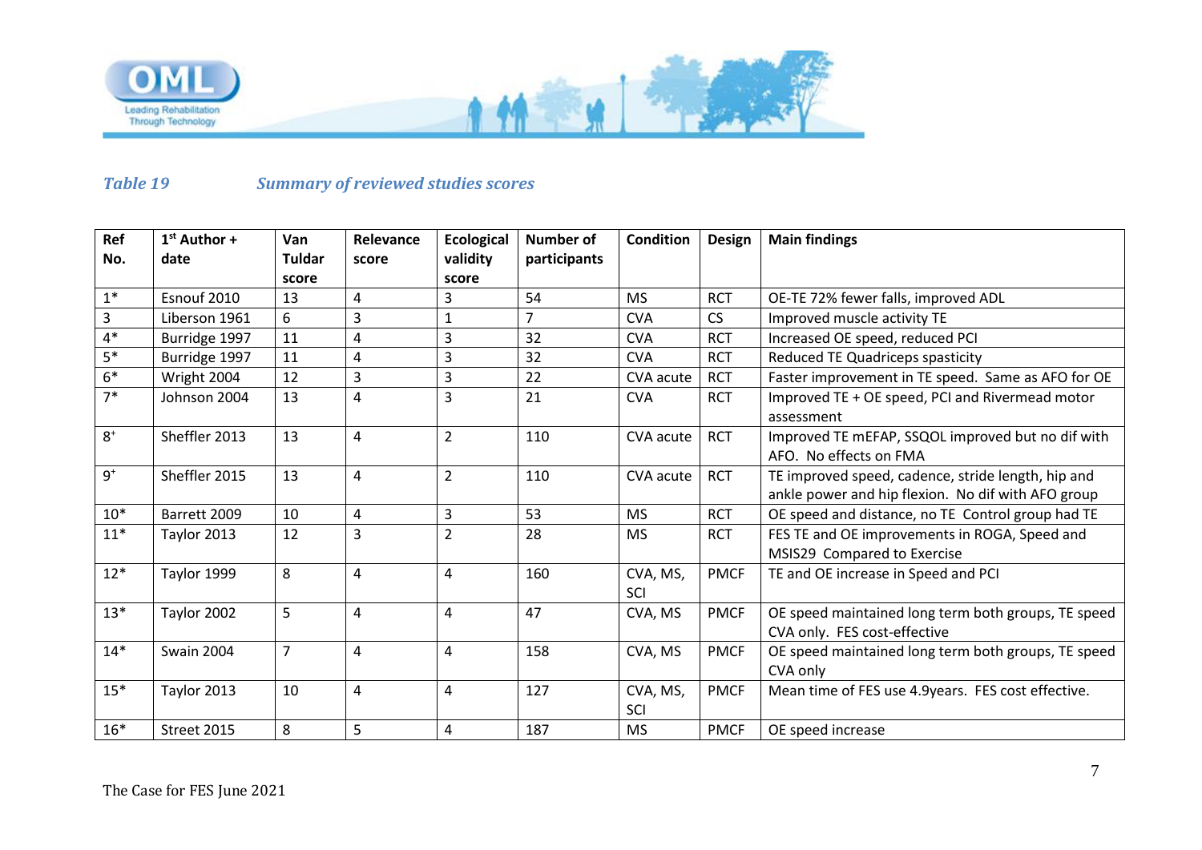*Table 19 Summary of reviewed studies scores*

| Ref No. | 1st Author + date | Van Tuldar score | Relevance score | Ecological validity score | Number of participants | Condition | Design | Main findings |
|---|---|---|---|---|---|---|---|---|
| 1* | Esnouf 2010 | 13 | 4 | 3 | 54 | MS | RCT | OE-TE 72% fewer falls, improved ADL |
| 3 | Liberson 1961 | 6 | 3 | 1 | 7 | CVA | CS | Improved muscle activity TE |
| 4* | Burridge 1997 | 11 | 4 | 3 | 32 | CVA | RCT | Increased OE speed, reduced PCI |
| 5* | Burridge 1997 | 11 | 4 | 3 | 32 | CVA | RCT | Reduced TE Quadriceps spasticity |
| 6* | Wright 2004 | 12 | 3 | 3 | 22 | CVA acute | RCT | Faster improvement in TE speed. Same as AFO for OE |
| 7* | Johnson 2004 | 13 | 4 | 3 | 21 | CVA | RCT | Improved TE + OE speed, PCI and Rivermead motor assessment |
| 8+ | Sheffler 2013 | 13 | 4 | 2 | 110 | CVA acute | RCT | Improved TE mEFAP, SSQOL improved but no dif with AFO. No effects on FMA |
| 9+ | Sheffler 2015 | 13 | 4 | 2 | 110 | CVA acute | RCT | TE improved speed, cadence, stride length, hip and ankle power and hip flexion. No dif with AFO group |
| 10* | Barrett 2009 | 10 | 4 | 3 | 53 | MS | RCT | OE speed and distance, no TE Control group had TE |
| 11* | Taylor 2013 | 12 | 3 | 2 | 28 | MS | RCT | FES TE and OE improvements in ROGA, Speed and MSIS29 Compared to Exercise |
| 12* | Taylor 1999 | 8 | 4 | 4 | 160 | CVA, MS, SCI | PMCF | TE and OE increase in Speed and PCI |
| 13* | Taylor 2002 | 5 | 4 | 4 | 47 | CVA, MS | PMCF | OE speed maintained long term both groups, TE speed CVA only. FES cost-effective |
| 14* | Swain 2004 | 7 | 4 | 4 | 158 | CVA, MS | PMCF | OE speed maintained long term both groups, TE speed CVA only |
| 15* | Taylor 2013 | 10 | 4 | 4 | 127 | CVA, MS, SCI | PMCF | Mean time of FES use 4.9years. FES cost effective. |
| 16* | Street 2015 | 8 | 5 | 4 | 187 | MS | PMCF | OE speed increase |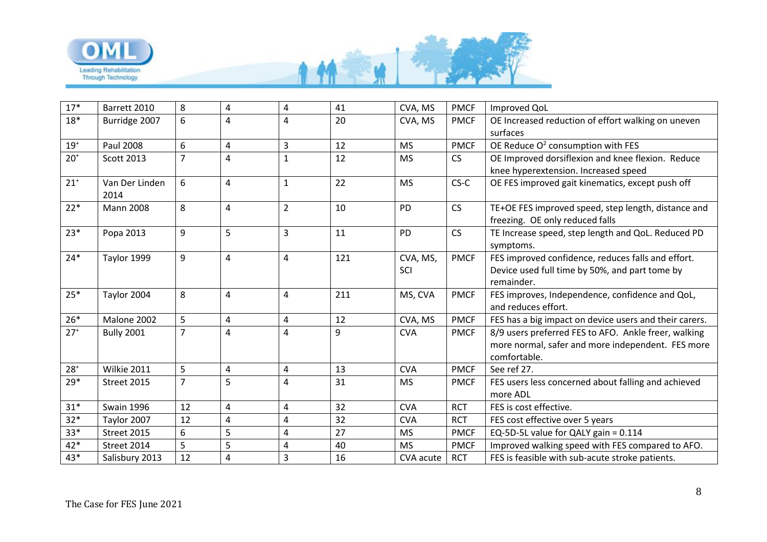| | | | | | | | | |
|---|---|---|---|---|---|---|---|---|
| 17* | Barrett 2010 | 8 | 4 | 4 | 41 | CVA, MS | PMCF | Improved QoL |
| 18* | Burridge 2007 | 6 | 4 | 4 | 20 | CVA, MS | PMCF | OE Increased reduction of effort walking on uneven surfaces |
| 19+ | Paul 2008 | 6 | 4 | 3 | 12 | MS | PMCF | OE Reduce $O^2$ consumption with FES |
| 20+ | Scott 2013 | 7 | 4 | 1 | 12 | MS | CS | OE Improved dorsiflexion and knee flexion. Reduce knee hyperextension. Increased speed |
| 21+ | Van Der Linden 2014 | 6 | 4 | 1 | 22 | MS | CS-C | OE FES improved gait kinematics, except push off |
| 22* | Mann 2008 | 8 | 4 | 2 | 10 | PD | CS | TE+OE FES improved speed, step length, distance and freezing. OE only reduced falls |
| 23* | Popa 2013 | 9 | 5 | 3 | 11 | PD | CS | TE Increase speed, step length and QoL. Reduced PD symptoms. |
| 24* | Taylor 1999 | 9 | 4 | 4 | 121 | CVA, MS, SCI | PMCF | FES improved confidence, reduces falls and effort. Device used full time by 50%, and part tome by remainder. |
| 25* | Taylor 2004 | 8 | 4 | 4 | 211 | MS, CVA | PMCF | FES improves, Independence, confidence and QoL, and reduces effort. |
| 26* | Malone 2002 | 5 | 4 | 4 | 12 | CVA, MS | PMCF | FES has a big impact on device users and their carers. |
| 27+ | Bully 2001 | 7 | 4 | 4 | 9 | CVA | PMCF | 8/9 users preferred FES to AFO. Ankle freer, walking more normal, safer and more independent. FES more comfortable. |
| 28+ | Wilkie 2011 | 5 | 4 | 4 | 13 | CVA | PMCF | See ref 27. |
| 29* | Street 2015 | 7 | 5 | 4 | 31 | MS | PMCF | FES users less concerned about falling and achieved more ADL |
| 31* | Swain 1996 | 12 | 4 | 4 | 32 | CVA | RCT | FES is cost effective. |
| 32* | Taylor 2007 | 12 | 4 | 4 | 32 | CVA | RCT | FES cost effective over 5 years |
| 33* | Street 2015 | 6 | 5 | 4 | 27 | MS | PMCF | EQ-5D-5L value for QALY gain = 0.114 |
| 42* | Street 2014 | 5 | 5 | 4 | 40 | MS | PMCF | Improved walking speed with FES compared to AFO. |
| 43* | Salisbury 2013 | 12 | 4 | 3 | 16 | CVA acute | RCT | FES is feasible with sub-acute stroke patients. |

The Case for FES June 2021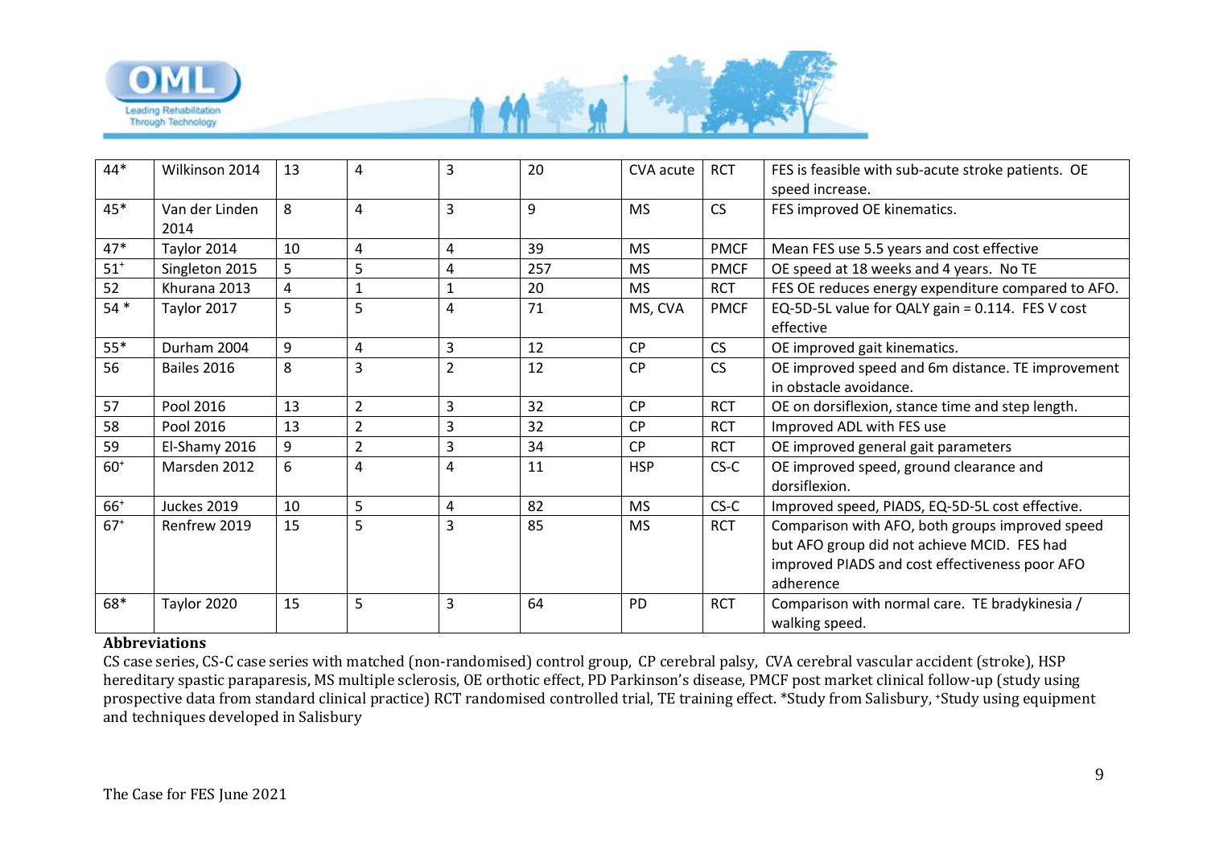| 44* | Wilkinson 2014 | 13 | 4 | 3 | 20 | CVA acute | RCT | FES is feasible with sub-acute stroke patients. OE speed increase. |
|---|---|---|---|---|---|---|---|---|
| 45* | Van der Linden 2014 | 8 | 4 | 3 | 9 | MS | CS | FES improved OE kinematics. |
| 47* | Taylor 2014 | 10 | 4 | 4 | 39 | MS | PMCF | Mean FES use 5.5 years and cost effective |
| 51⁺ | Singleton 2015 | 5 | 5 | 4 | 257 | MS | PMCF | OE speed at 18 weeks and 4 years. No TE |
| 52 | Khurana 2013 | 4 | 1 | 1 | 20 | MS | RCT | FES OE reduces energy expenditure compared to AFO. |
| 54 * | Taylor 2017 | 5 | 5 | 4 | 71 | MS, CVA | PMCF | EQ-5D-5L value for QALY gain = 0.114. FES V cost effective |
| 55* | Durham 2004 | 9 | 4 | 3 | 12 | CP | CS | OE improved gait kinematics. |
| 56 | Bailes 2016 | 8 | 3 | 2 | 12 | CP | CS | OE improved speed and 6m distance. TE improvement in obstacle avoidance. |
| 57 | Pool 2016 | 13 | 2 | 3 | 32 | CP | RCT | OE on dorsiflexion, stance time and step length. |
| 58 | Pool 2016 | 13 | 2 | 3 | 32 | CP | RCT | Improved ADL with FES use |
| 59 | El-Shamy 2016 | 9 | 2 | 3 | 34 | CP | RCT | OE improved general gait parameters |
| 60⁺ | Marsden 2012 | 6 | 4 | 4 | 11 | HSP | CS-C | OE improved speed, ground clearance and dorsiflexion. |
| 66⁺ | Juckes 2019 | 10 | 5 | 4 | 82 | MS | CS-C | Improved speed, PIADS, EQ-5D-5L cost effective. |
| 67⁺ | Renfrew 2019 | 15 | 5 | 3 | 85 | MS | RCT | Comparison with AFO, both groups improved speed but AFO group did not achieve MCID. FES had improved PIADS and cost effectiveness poor AFO adherence |
| 68* | Taylor 2020 | 15 | 5 | 3 | 64 | PD | RCT | Comparison with normal care. TE bradykinesia / walking speed. |

**Abbreviations**

CS case series, CS-C case series with matched (non-randomised) control group, CP cerebral palsy, CVA cerebral vascular accident (stroke), HSP hereditary spastic paraparesis, MS multiple sclerosis, OE orthotic effect, PD Parkinson's disease, PMCF post market clinical follow-up (study using prospective data from standard clinical practice) RCT randomised controlled trial, TE training effect. *Study from Salisbury, ⁺Study using equipment and techniques developed in Salisbury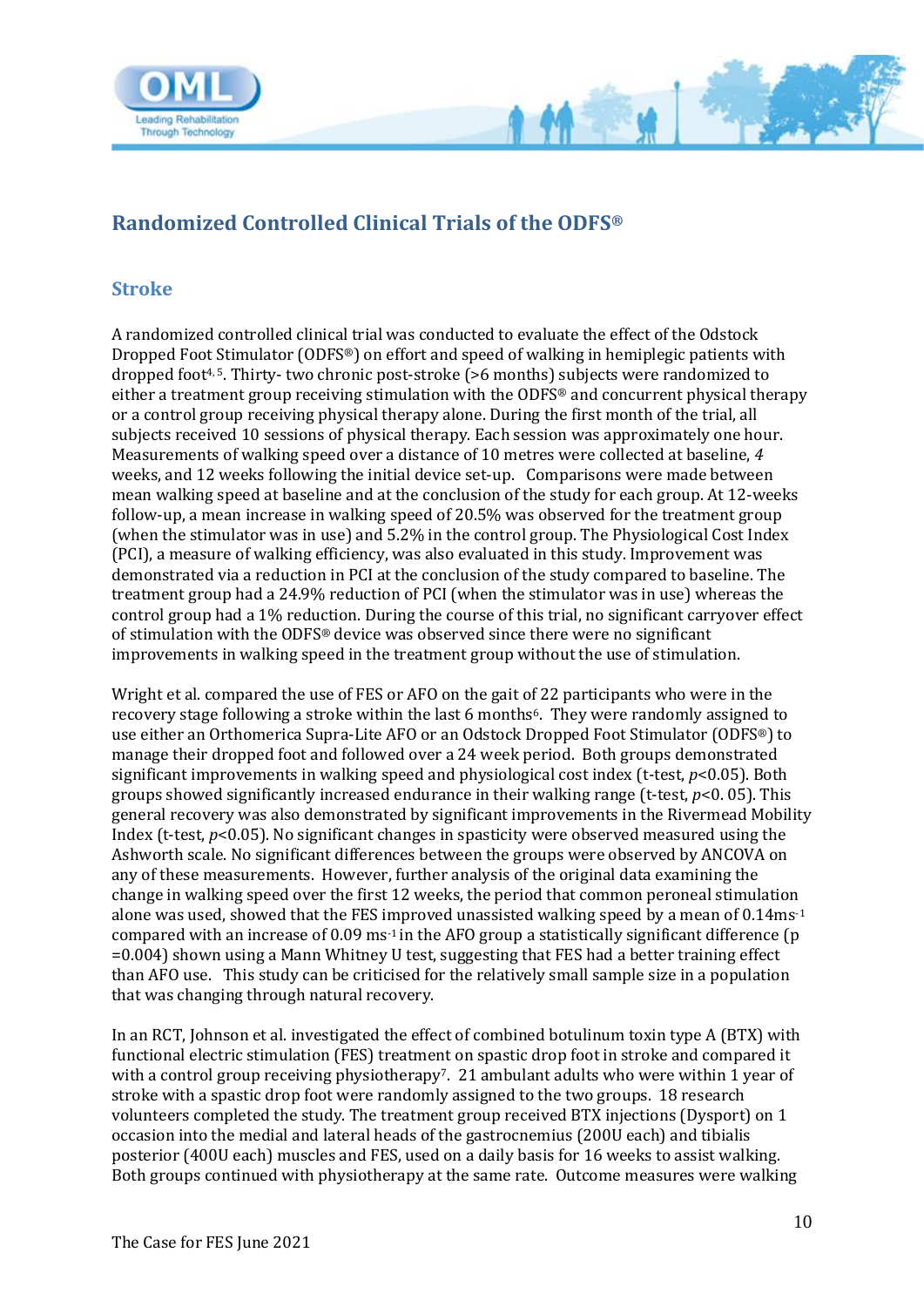## Randomized Controlled Clinical Trials of the ODFS®

### Stroke

A randomized controlled clinical trial was conducted to evaluate the effect of the Odstock Dropped Foot Stimulator (ODFS®) on effort and speed of walking in hemiplegic patients with dropped foot[4, 5]. Thirty- two chronic post-stroke (>6 months) subjects were randomized to either a treatment group receiving stimulation with the ODFS® and concurrent physical therapy or a control group receiving physical therapy alone. During the first month of the trial, all subjects received 10 sessions of physical therapy. Each session was approximately one hour. Measurements of walking speed over a distance of 10 metres were collected at baseline, *4* weeks, and 12 weeks following the initial device set-up. Comparisons were made between mean walking speed at baseline and at the conclusion of the study for each group. At 12-weeks follow-up, a mean increase in walking speed of 20.5% was observed for the treatment group (when the stimulator was in use) and 5.2% in the control group. The Physiological Cost Index (PCI), a measure of walking efficiency, was also evaluated in this study. Improvement was demonstrated via a reduction in PCI at the conclusion of the study compared to baseline. The treatment group had a 24.9% reduction of PCI (when the stimulator was in use) whereas the control group had a 1% reduction. During the course of this trial, no significant carryover effect of stimulation with the ODFS® device was observed since there were no significant improvements in walking speed in the treatment group without the use of stimulation.

Wright et al. compared the use of FES or AFO on the gait of 22 participants who were in the recovery stage following a stroke within the last 6 months[6]. They were randomly assigned to use either an Orthomerica Supra-Lite AFO or an Odstock Dropped Foot Stimulator (ODFS®) to manage their dropped foot and followed over a 24 week period. Both groups demonstrated significant improvements in walking speed and physiological cost index (t-test, $p<0.05$). Both groups showed significantly increased endurance in their walking range (t-test, $p<0.05$). This general recovery was also demonstrated by significant improvements in the Rivermead Mobility Index (t-test, $p<0.05$). No significant changes in spasticity were observed measured using the Ashworth scale. No significant differences between the groups were observed by ANCOVA on any of these measurements. However, further analysis of the original data examining the change in walking speed over the first 12 weeks, the period that common peroneal stimulation alone was used, showed that the FES improved unassisted walking speed by a mean of $0.14 ms^{-1}$ compared with an increase of $0.09 ms^{-1}$ in the AFO group a statistically significant difference ($p=0.004$) shown using a Mann Whitney U test, suggesting that FES had a better training effect than AFO use. This study can be criticised for the relatively small sample size in a population that was changing through natural recovery.

In an RCT, Johnson et al. investigated the effect of combined botulinum toxin type A (BTX) with functional electric stimulation (FES) treatment on spastic drop foot in stroke and compared it with a control group receiving physiotherapy[7]. 21 ambulant adults who were within 1 year of stroke with a spastic drop foot were randomly assigned to the two groups. 18 research volunteers completed the study. The treatment group received BTX injections (Dysport) on 1 occasion into the medial and lateral heads of the gastrocnemius (200U each) and tibialis posterior (400U each) muscles and FES, used on a daily basis for 16 weeks to assist walking. Both groups continued with physiotherapy at the same rate. Outcome measures were walking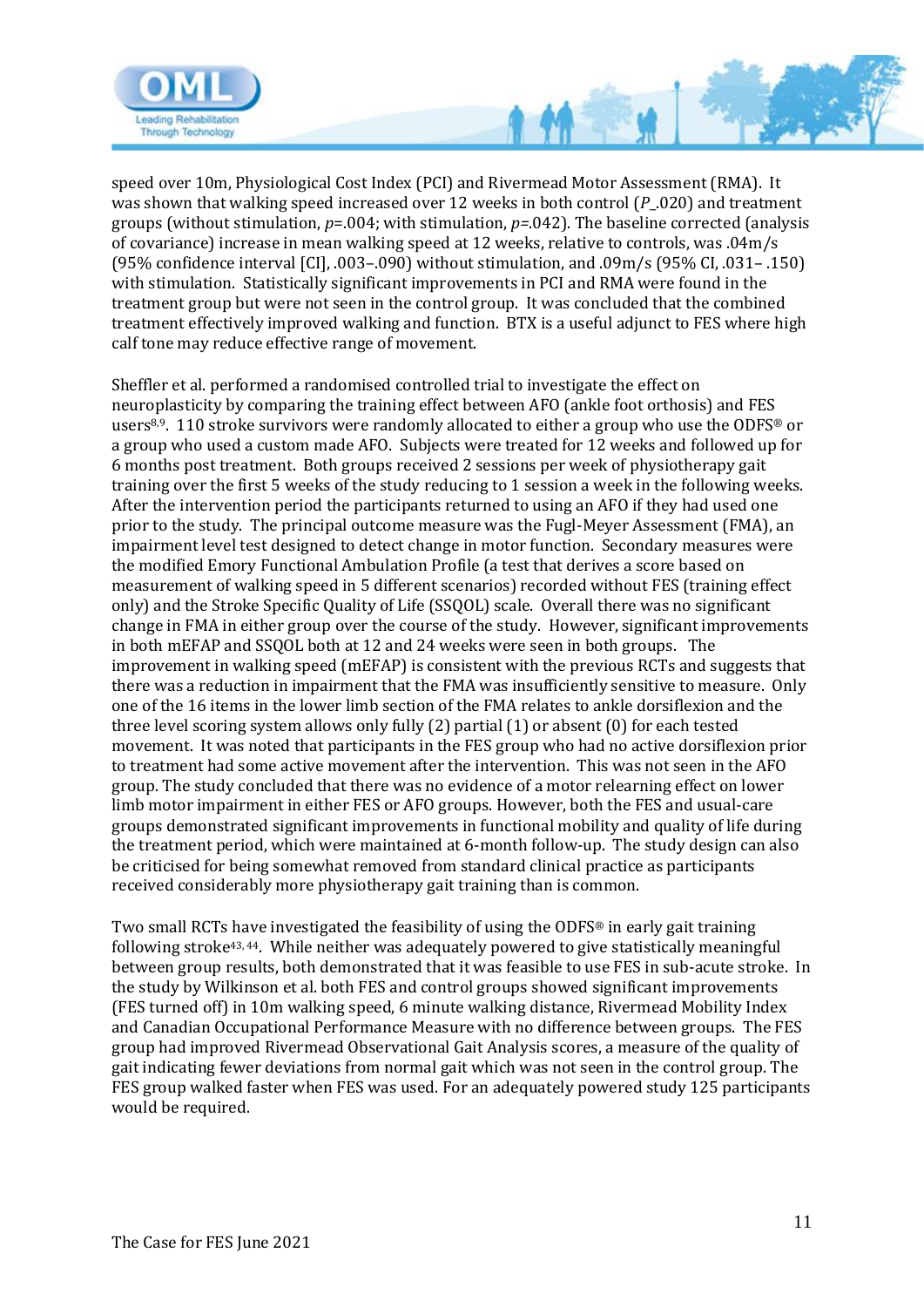speed over 10m, Physiological Cost Index (PCI) and Rivermead Motor Assessment (RMA). It was shown that walking speed increased over 12 weeks in both control (*P*_.020) and treatment groups (without stimulation, $p$=.004; with stimulation, $p$=.042). The baseline corrected (analysis of covariance) increase in mean walking speed at 12 weeks, relative to controls, was .04m/s (95% confidence interval [CI], .003–.090) without stimulation, and .09m/s (95% CI, .031– .150) with stimulation. Statistically significant improvements in PCI and RMA were found in the treatment group but were not seen in the control group. It was concluded that the combined treatment effectively improved walking and function. BTX is a useful adjunct to FES where high calf tone may reduce effective range of movement.

Sheffler et al. performed a randomised controlled trial to investigate the effect on neuroplasticity by comparing the training effect between AFO (ankle foot orthosis) and FES users[8,9]. 110 stroke survivors were randomly allocated to either a group who use the ODFS® or a group who used a custom made AFO. Subjects were treated for 12 weeks and followed up for 6 months post treatment. Both groups received 2 sessions per week of physiotherapy gait training over the first 5 weeks of the study reducing to 1 session a week in the following weeks. After the intervention period the participants returned to using an AFO if they had used one prior to the study. The principal outcome measure was the Fugl-Meyer Assessment (FMA), an impairment level test designed to detect change in motor function. Secondary measures were the modified Emory Functional Ambulation Profile (a test that derives a score based on measurement of walking speed in 5 different scenarios) recorded without FES (training effect only) and the Stroke Specific Quality of Life (SSQOL) scale. Overall there was no significant change in FMA in either group over the course of the study. However, significant improvements in both mEFAP and SSQOL both at 12 and 24 weeks were seen in both groups. The improvement in walking speed (mEFAP) is consistent with the previous RCTs and suggests that there was a reduction in impairment that the FMA was insufficiently sensitive to measure. Only one of the 16 items in the lower limb section of the FMA relates to ankle dorsiflexion and the three level scoring system allows only fully (2) partial (1) or absent (0) for each tested movement. It was noted that participants in the FES group who had no active dorsiflexion prior to treatment had some active movement after the intervention. This was not seen in the AFO group. The study concluded that there was no evidence of a motor relearning effect on lower limb motor impairment in either FES or AFO groups. However, both the FES and usual-care groups demonstrated significant improvements in functional mobility and quality of life during the treatment period, which were maintained at 6-month follow-up. The study design can also be criticised for being somewhat removed from standard clinical practice as participants received considerably more physiotherapy gait training than is common.

Two small RCTs have investigated the feasibility of using the ODFS® in early gait training following stroke[43, 44]. While neither was adequately powered to give statistically meaningful between group results, both demonstrated that it was feasible to use FES in sub-acute stroke. In the study by Wilkinson et al. both FES and control groups showed significant improvements (FES turned off) in 10m walking speed, 6 minute walking distance, Rivermead Mobility Index and Canadian Occupational Performance Measure with no difference between groups. The FES group had improved Rivermead Observational Gait Analysis scores, a measure of the quality of gait indicating fewer deviations from normal gait which was not seen in the control group. The FES group walked faster when FES was used. For an adequately powered study 125 participants would be required.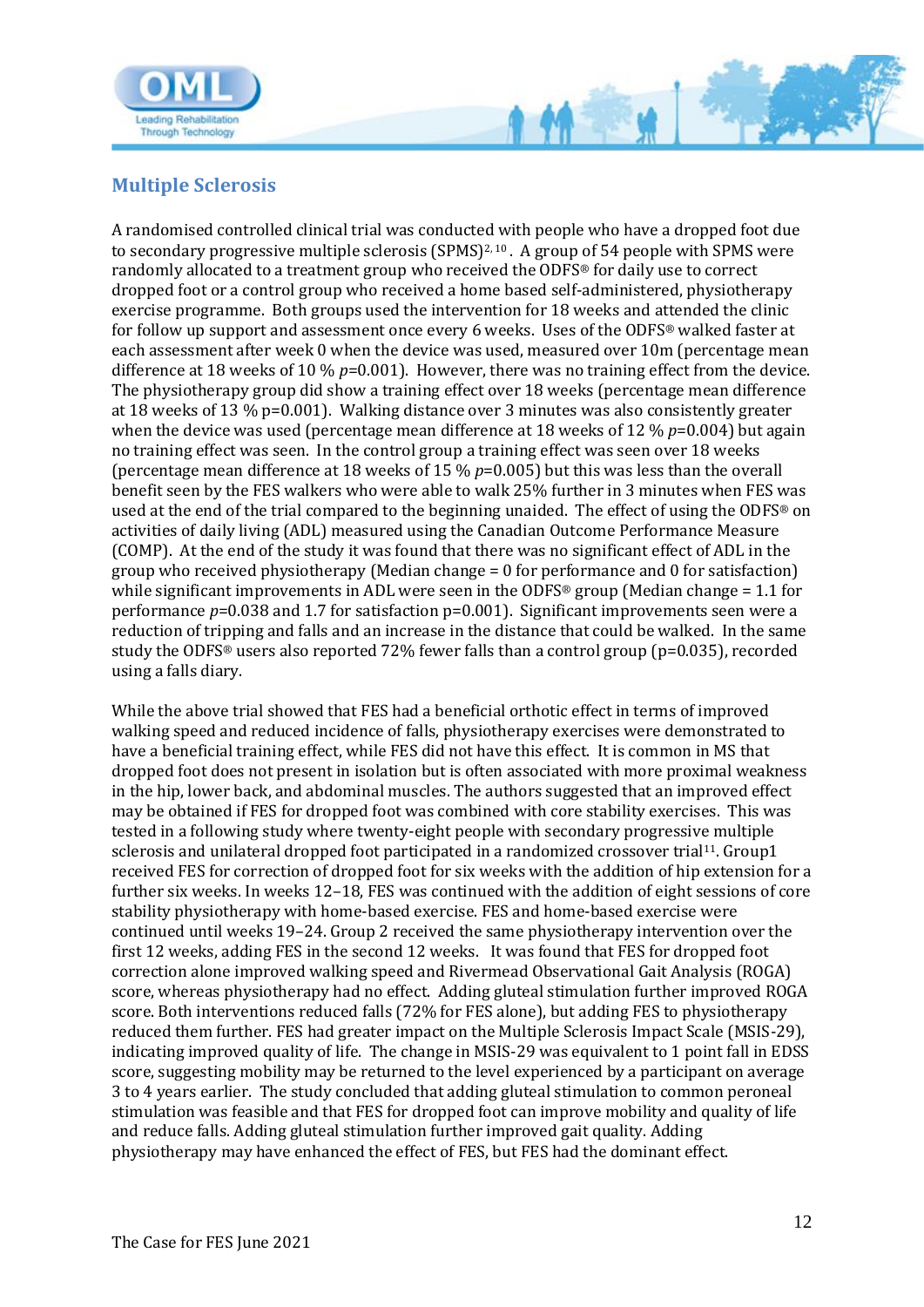## Multiple Sclerosis

A randomised controlled clinical trial was conducted with people who have a dropped foot due to secondary progressive multiple sclerosis (SPMS)[2, 10]. A group of 54 people with SPMS were randomly allocated to a treatment group who received the ODFS® for daily use to correct dropped foot or a control group who received a home based self-administered, physiotherapy exercise programme. Both groups used the intervention for 18 weeks and attended the clinic for follow up support and assessment once every 6 weeks. Uses of the ODFS® walked faster at each assessment after week 0 when the device was used, measured over 10m (percentage mean difference at 18 weeks of 10 % $p$=0.001). However, there was no training effect from the device. The physiotherapy group did show a training effect over 18 weeks (percentage mean difference at 18 weeks of 13 % p=0.001). Walking distance over 3 minutes was also consistently greater when the device was used (percentage mean difference at 18 weeks of 12 % $p$=0.004) but again no training effect was seen. In the control group a training effect was seen over 18 weeks (percentage mean difference at 18 weeks of 15 % $p$=0.005) but this was less than the overall benefit seen by the FES walkers who were able to walk 25% further in 3 minutes when FES was used at the end of the trial compared to the beginning unaided. The effect of using the ODFS® on activities of daily living (ADL) measured using the Canadian Outcome Performance Measure (COMP). At the end of the study it was found that there was no significant effect of ADL in the group who received physiotherapy (Median change = 0 for performance and 0 for satisfaction) while significant improvements in ADL were seen in the ODFS® group (Median change = 1.1 for performance $p$=0.038 and 1.7 for satisfaction p=0.001). Significant improvements seen were a reduction of tripping and falls and an increase in the distance that could be walked. In the same study the ODFS® users also reported 72% fewer falls than a control group (p=0.035), recorded using a falls diary.

While the above trial showed that FES had a beneficial orthotic effect in terms of improved walking speed and reduced incidence of falls, physiotherapy exercises were demonstrated to have a beneficial training effect, while FES did not have this effect. It is common in MS that dropped foot does not present in isolation but is often associated with more proximal weakness in the hip, lower back, and abdominal muscles. The authors suggested that an improved effect may be obtained if FES for dropped foot was combined with core stability exercises. This was tested in a following study where twenty-eight people with secondary progressive multiple sclerosis and unilateral dropped foot participated in a randomized crossover trial[11]. Group1 received FES for correction of dropped foot for six weeks with the addition of hip extension for a further six weeks. In weeks 12–18, FES was continued with the addition of eight sessions of core stability physiotherapy with home-based exercise. FES and home-based exercise were continued until weeks 19–24. Group 2 received the same physiotherapy intervention over the first 12 weeks, adding FES in the second 12 weeks. It was found that FES for dropped foot correction alone improved walking speed and Rivermead Observational Gait Analysis (ROGA) score, whereas physiotherapy had no effect. Adding gluteal stimulation further improved ROGA score. Both interventions reduced falls (72% for FES alone), but adding FES to physiotherapy reduced them further. FES had greater impact on the Multiple Sclerosis Impact Scale (MSIS-29), indicating improved quality of life. The change in MSIS-29 was equivalent to 1 point fall in EDSS score, suggesting mobility may be returned to the level experienced by a participant on average 3 to 4 years earlier. The study concluded that adding gluteal stimulation to common peroneal stimulation was feasible and that FES for dropped foot can improve mobility and quality of life and reduce falls. Adding gluteal stimulation further improved gait quality. Adding physiotherapy may have enhanced the effect of FES, but FES had the dominant effect.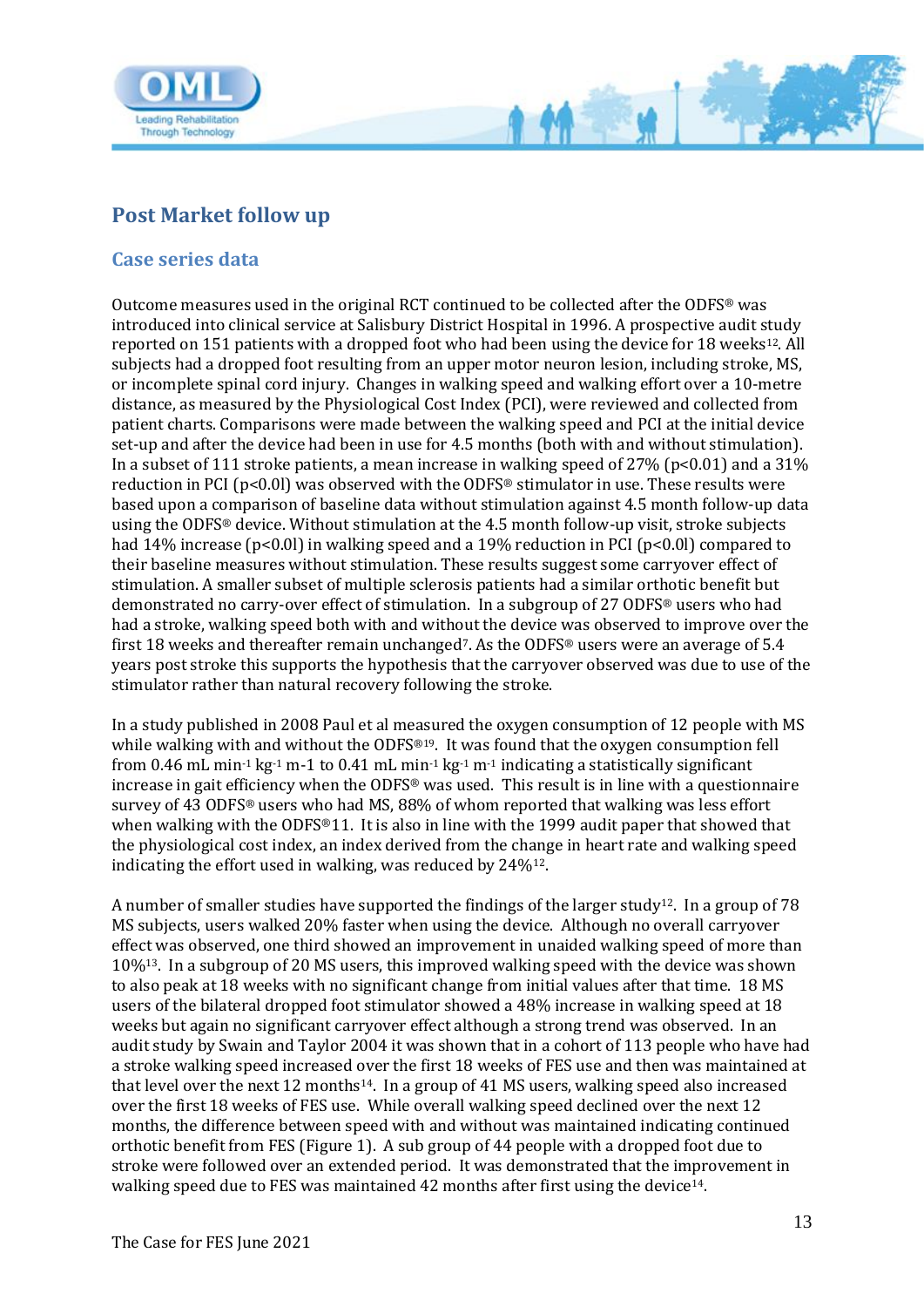## Post Market follow up

### Case series data

Outcome measures used in the original RCT continued to be collected after the ODFS® was introduced into clinical service at Salisbury District Hospital in 1996. A prospective audit study reported on 151 patients with a dropped foot who had been using the device for 18 weeks[12]. All subjects had a dropped foot resulting from an upper motor neuron lesion, including stroke, MS, or incomplete spinal cord injury. Changes in walking speed and walking effort over a 10-metre distance, as measured by the Physiological Cost Index (PCI), were reviewed and collected from patient charts. Comparisons were made between the walking speed and PCI at the initial device set-up and after the device had been in use for 4.5 months (both with and without stimulation). In a subset of 111 stroke patients, a mean increase in walking speed of 27% (p<0.01) and a 31% reduction in PCI (p<0.0l) was observed with the ODFS® stimulator in use. These results were based upon a comparison of baseline data without stimulation against 4.5 month follow-up data using the ODFS® device. Without stimulation at the 4.5 month follow-up visit, stroke subjects had 14% increase (p<0.0l) in walking speed and a 19% reduction in PCI (p<0.0l) compared to their baseline measures without stimulation. These results suggest some carryover effect of stimulation. A smaller subset of multiple sclerosis patients had a similar orthotic benefit but demonstrated no carry-over effect of stimulation. In a subgroup of 27 ODFS® users who had had a stroke, walking speed both with and without the device was observed to improve over the first 18 weeks and thereafter remain unchanged[7]. As the ODFS® users were an average of 5.4 years post stroke this supports the hypothesis that the carryover observed was due to use of the stimulator rather than natural recovery following the stroke.

In a study published in 2008 Paul et al measured the oxygen consumption of 12 people with MS while walking with and without the ODFS®[19]. It was found that the oxygen consumption fell from 0.46 mL min$^{-1}$ kg$^{-1}$ m-1 to 0.41 mL min$^{-1}$ kg$^{-1}$ m$^{-1}$ indicating a statistically significant increase in gait efficiency when the ODFS® was used. This result is in line with a questionnaire survey of 43 ODFS® users who had MS, 88% of whom reported that walking was less effort when walking with the ODFS®11. It is also in line with the 1999 audit paper that showed that the physiological cost index, an index derived from the change in heart rate and walking speed indicating the effort used in walking, was reduced by 24%[12].

A number of smaller studies have supported the findings of the larger study[12]. In a group of 78 MS subjects, users walked 20% faster when using the device. Although no overall carryover effect was observed, one third showed an improvement in unaided walking speed of more than 10%[13]. In a subgroup of 20 MS users, this improved walking speed with the device was shown to also peak at 18 weeks with no significant change from initial values after that time. 18 MS users of the bilateral dropped foot stimulator showed a 48% increase in walking speed at 18 weeks but again no significant carryover effect although a strong trend was observed. In an audit study by Swain and Taylor 2004 it was shown that in a cohort of 113 people who have had a stroke walking speed increased over the first 18 weeks of FES use and then was maintained at that level over the next 12 months[14]. In a group of 41 MS users, walking speed also increased over the first 18 weeks of FES use. While overall walking speed declined over the next 12 months, the difference between speed with and without was maintained indicating continued orthotic benefit from FES (Figure 1). A sub group of 44 people with a dropped foot due to stroke were followed over an extended period. It was demonstrated that the improvement in walking speed due to FES was maintained 42 months after first using the device[14].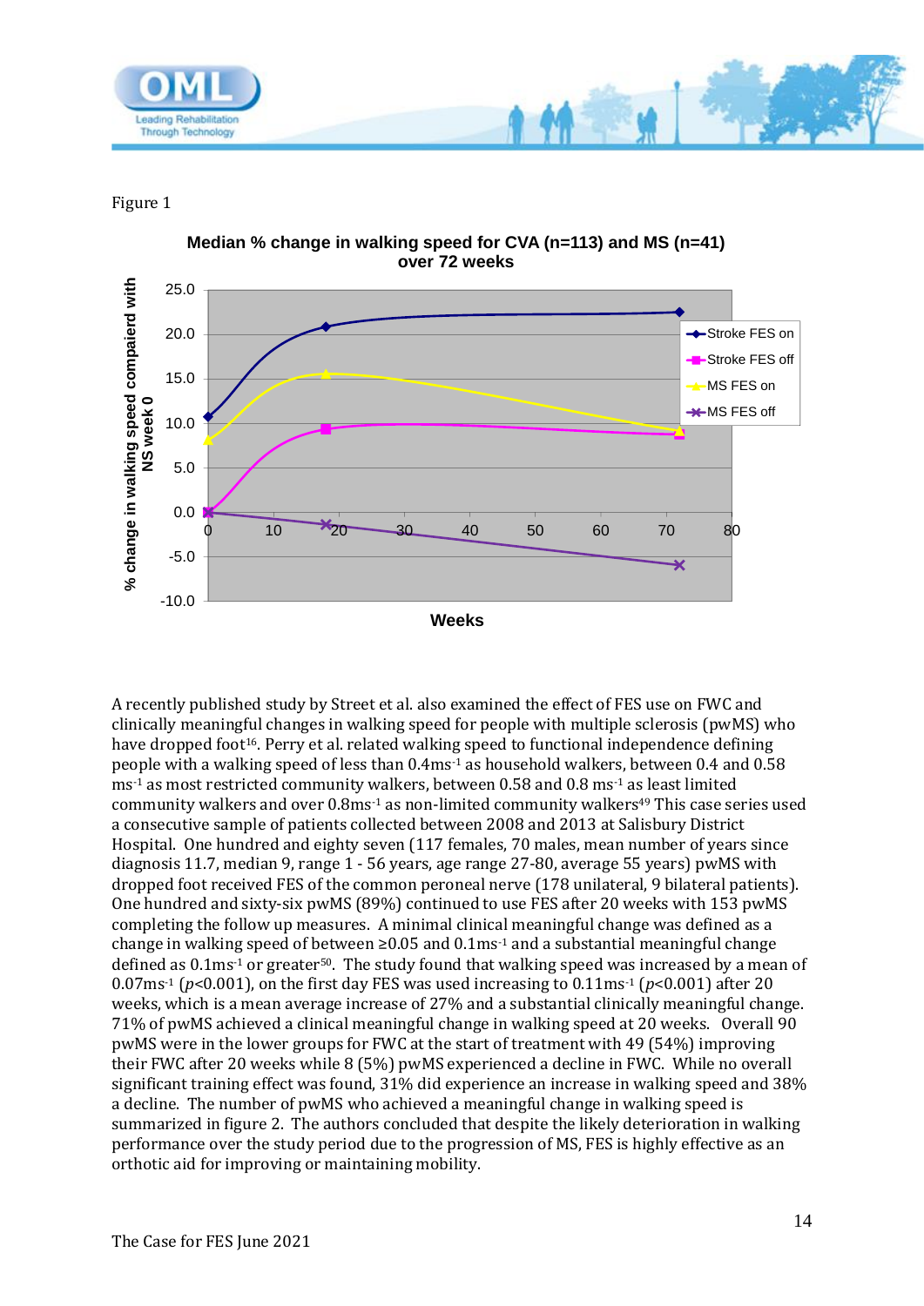Figure 1

**Median % change in walking speed for CVA (n=113) and MS (n=41) over 72 weeks**

A recently published study by Street et al. also examined the effect of FES use on FWC and clinically meaningful changes in walking speed for people with multiple sclerosis (pwMS) who have dropped foot[16]. Perry et al. related walking speed to functional independence defining people with a walking speed of less than $0.4ms^{-1}$ as household walkers, between 0.4 and 0.58 $ms^{-1}$ as most restricted community walkers, between 0.58 and 0.8 $ms^{-1}$ as least limited community walkers and over $0.8ms^{-1}$ as non-limited community walkers[49] This case series used a consecutive sample of patients collected between 2008 and 2013 at Salisbury District Hospital. One hundred and eighty seven (117 females, 70 males, mean number of years since diagnosis 11.7, median 9, range 1 - 56 years, age range 27-80, average 55 years) pwMS with dropped foot received FES of the common peroneal nerve (178 unilateral, 9 bilateral patients). One hundred and sixty-six pwMS (89%) continued to use FES after 20 weeks with 153 pwMS completing the follow up measures. A minimal clinical meaningful change was defined as a change in walking speed of between ≥0.05 and $0.1ms^{-1}$ and a substantial meaningful change defined as $0.1ms^{-1}$ or greater[50]. The study found that walking speed was increased by a mean of $0.07ms^{-1}$ ($p<0.001$), on the first day FES was used increasing to $0.11ms^{-1}$ ($p<0.001$) after 20 weeks, which is a mean average increase of 27% and a substantial clinically meaningful change. 71% of pwMS achieved a clinical meaningful change in walking speed at 20 weeks. Overall 90 pwMS were in the lower groups for FWC at the start of treatment with 49 (54%) improving their FWC after 20 weeks while 8 (5%) pwMS experienced a decline in FWC. While no overall significant training effect was found, 31% did experience an increase in walking speed and 38% a decline. The number of pwMS who achieved a meaningful change in walking speed is summarized in figure 2. The authors concluded that despite the likely deterioration in walking performance over the study period due to the progression of MS, FES is highly effective as an orthotic aid for improving or maintaining mobility.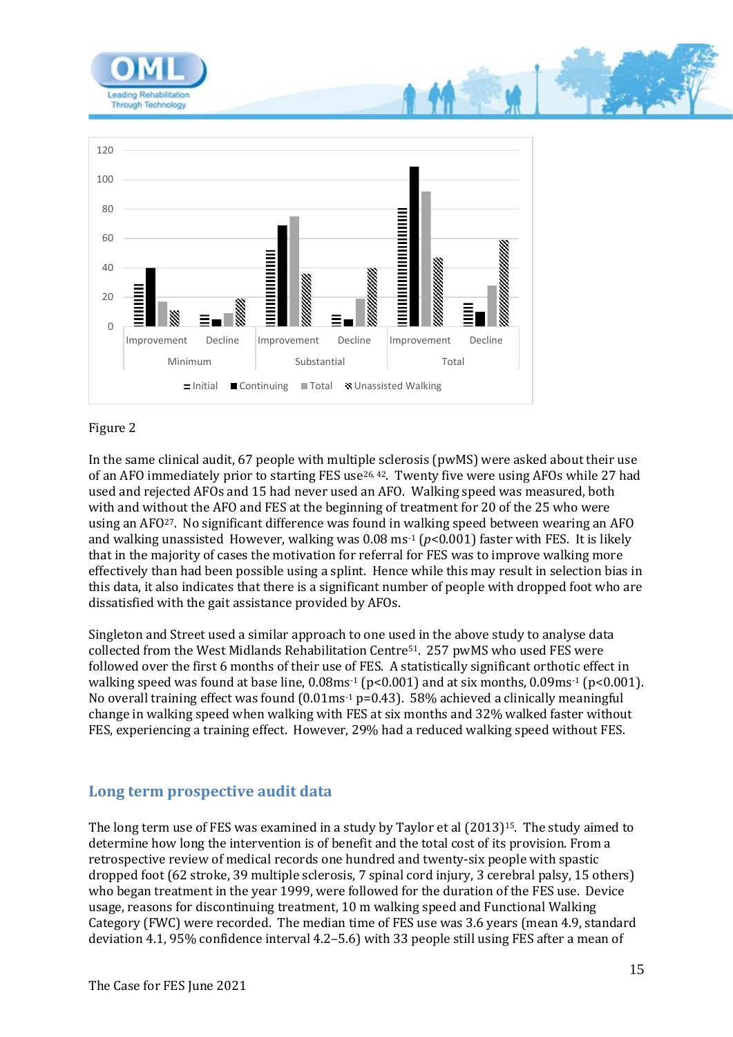Figure 2

In the same clinical audit, 67 people with multiple sclerosis (pwMS) were asked about their use of an AFO immediately prior to starting FES use[26, 42]. Twenty five were using AFOs while 27 had used and rejected AFOs and 15 had never used an AFO. Walking speed was measured, both with and without the AFO and FES at the beginning of treatment for 20 of the 25 who were using an AFO[27]. No significant difference was found in walking speed between wearing an AFO and walking unassisted However, walking was 0.08 $ms^{-1}$ ($p$<0.001) faster with FES. It is likely that in the majority of cases the motivation for referral for FES was to improve walking more effectively than had been possible using a splint. Hence while this may result in selection bias in this data, it also indicates that there is a significant number of people with dropped foot who are dissatisfied with the gait assistance provided by AFOs.

Singleton and Street used a similar approach to one used in the above study to analyse data collected from the West Midlands Rehabilitation Centre[51]. 257 pwMS who used FES were followed over the first 6 months of their use of FES. A statistically significant orthotic effect in walking speed was found at base line, 0.08$ms^{-1}$ (p<0.001) and at six months, 0.09$ms^{-1}$ (p<0.001). No overall training effect was found (0.01$ms^{-1}$ p=0.43). 58% achieved a clinically meaningful change in walking speed when walking with FES at six months and 32% walked faster without FES, experiencing a training effect. However, 29% had a reduced walking speed without FES.

## Long term prospective audit data

The long term use of FES was examined in a study by Taylor et al (2013)[15]. The study aimed to determine how long the intervention is of benefit and the total cost of its provision. From a retrospective review of medical records one hundred and twenty-six people with spastic dropped foot (62 stroke, 39 multiple sclerosis, 7 spinal cord injury, 3 cerebral palsy, 15 others) who began treatment in the year 1999, were followed for the duration of the FES use. Device usage, reasons for discontinuing treatment, 10 m walking speed and Functional Walking Category (FWC) were recorded. The median time of FES use was 3.6 years (mean 4.9, standard deviation 4.1, 95% confidence interval 4.2–5.6) with 33 people still using FES after a mean of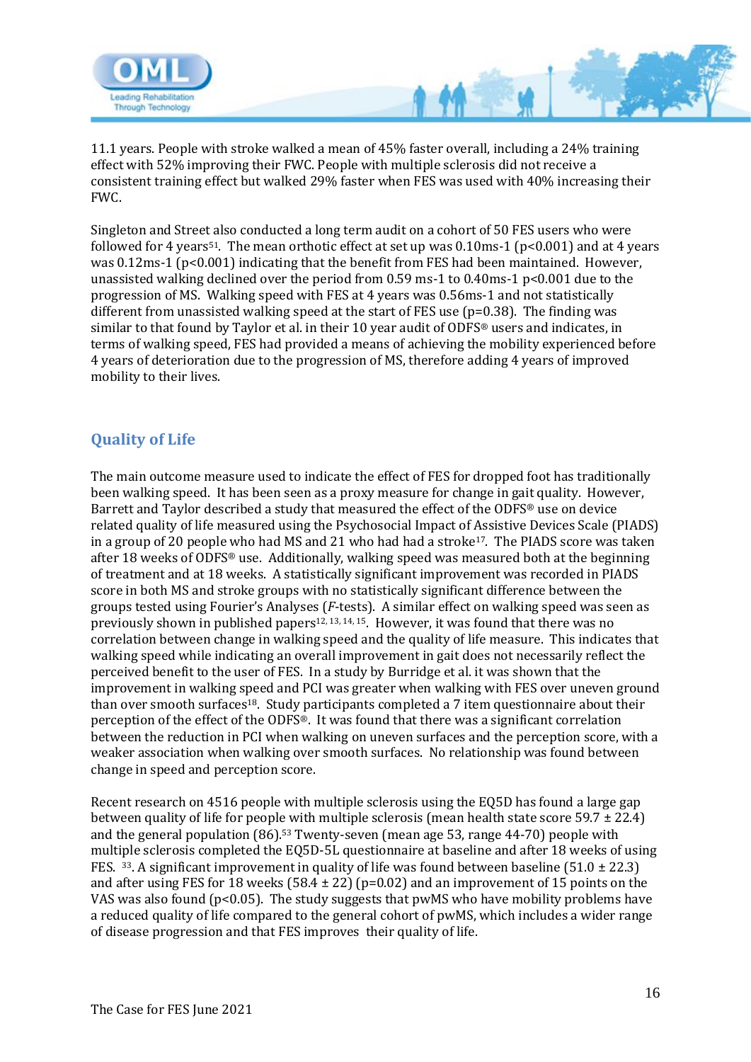11.1 years. People with stroke walked a mean of 45% faster overall, including a 24% training effect with 52% improving their FWC. People with multiple sclerosis did not receive a consistent training effect but walked 29% faster when FES was used with 40% increasing their FWC.

Singleton and Street also conducted a long term audit on a cohort of 50 FES users who were followed for 4 years[51]. The mean orthotic effect at set up was 0.10ms-1 ($p<0.001$) and at 4 years was 0.12ms-1 ($p<0.001$) indicating that the benefit from FES had been maintained. However, unassisted walking declined over the period from 0.59 ms-1 to 0.40ms-1 $p<0.001$ due to the progression of MS. Walking speed with FES at 4 years was 0.56ms-1 and not statistically different from unassisted walking speed at the start of FES use ($p=0.38$). The finding was similar to that found by Taylor et al. in their 10 year audit of ODFS® users and indicates, in terms of walking speed, FES had provided a means of achieving the mobility experienced before 4 years of deterioration due to the progression of MS, therefore adding 4 years of improved mobility to their lives.

## Quality of Life

The main outcome measure used to indicate the effect of FES for dropped foot has traditionally been walking speed. It has been seen as a proxy measure for change in gait quality. However, Barrett and Taylor described a study that measured the effect of the ODFS® use on device related quality of life measured using the Psychosocial Impact of Assistive Devices Scale (PIADS) in a group of 20 people who had MS and 21 who had had a stroke[17]. The PIADS score was taken after 18 weeks of ODFS® use. Additionally, walking speed was measured both at the beginning of treatment and at 18 weeks. A statistically significant improvement was recorded in PIADS score in both MS and stroke groups with no statistically significant difference between the groups tested using Fourier's Analyses (*F*-tests). A similar effect on walking speed was seen as previously shown in published papers[12, 13, 14, 15]. However, it was found that there was no correlation between change in walking speed and the quality of life measure. This indicates that walking speed while indicating an overall improvement in gait does not necessarily reflect the perceived benefit to the user of FES. In a study by Burridge et al. it was shown that the improvement in walking speed and PCI was greater when walking with FES over uneven ground than over smooth surfaces[18]. Study participants completed a 7 item questionnaire about their perception of the effect of the ODFS®. It was found that there was a significant correlation between the reduction in PCI when walking on uneven surfaces and the perception score, with a weaker association when walking over smooth surfaces. No relationship was found between change in speed and perception score.

Recent research on 4516 people with multiple sclerosis using the EQ5D has found a large gap between quality of life for people with multiple sclerosis (mean health state score $59.7 \pm 22.4$) and the general population (86).[53] Twenty-seven (mean age 53, range 44-70) people with multiple sclerosis completed the EQ5D-5L questionnaire at baseline and after 18 weeks of using FES. [33]. A significant improvement in quality of life was found between baseline ($51.0 \pm 22.3$) and after using FES for 18 weeks ($58.4 \pm 22$) ($p=0.02$) and an improvement of 15 points on the VAS was also found ($p<0.05$). The study suggests that pwMS who have mobility problems have a reduced quality of life compared to the general cohort of pwMS, which includes a wider range of disease progression and that FES improves their quality of life.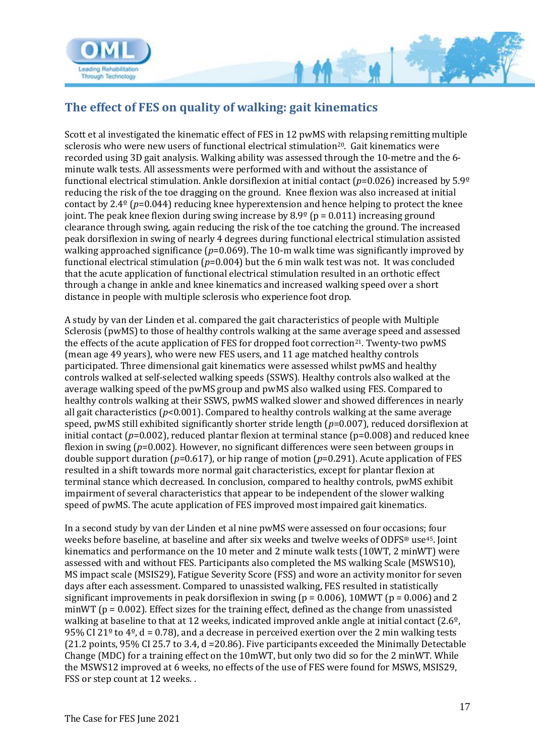## The effect of FES on quality of walking: gait kinematics

Scott et al investigated the kinematic effect of FES in 12 pwMS with relapsing remitting multiple sclerosis who were new users of functional electrical stimulation[20]. Gait kinematics were recorded using 3D gait analysis. Walking ability was assessed through the 10-metre and the 6-minute walk tests. All assessments were performed with and without the assistance of functional electrical stimulation. Ankle dorsiflexion at initial contact ($p$=0.026) increased by 5.9º reducing the risk of the toe dragging on the ground. Knee flexion was also increased at initial contact by 2.4º ($p$=0.044) reducing knee hyperextension and hence helping to protect the knee joint. The peak knee flexion during swing increase by 8.9º (p = 0.011) increasing ground clearance through swing, again reducing the risk of the toe catching the ground. The increased peak dorsiflexion in swing of nearly 4 degrees during functional electrical stimulation assisted walking approached significance ($p$=0.069). The 10-m walk time was significantly improved by functional electrical stimulation ($p$=0.004) but the 6 min walk test was not. It was concluded that the acute application of functional electrical stimulation resulted in an orthotic effect through a change in ankle and knee kinematics and increased walking speed over a short distance in people with multiple sclerosis who experience foot drop.

A study by van der Linden et al. compared the gait characteristics of people with Multiple Sclerosis (pwMS) to those of healthy controls walking at the same average speed and assessed the effects of the acute application of FES for dropped foot correction[21]. Twenty-two pwMS (mean age 49 years), who were new FES users, and 11 age matched healthy controls participated. Three dimensional gait kinematics were assessed whilst pwMS and healthy controls walked at self-selected walking speeds (SSWS). Healthy controls also walked at the average walking speed of the pwMS group and pwMS also walked using FES. Compared to healthy controls walking at their SSWS, pwMS walked slower and showed differences in nearly all gait characteristics ($p$<0.001). Compared to healthy controls walking at the same average speed, pwMS still exhibited significantly shorter stride length ($p$=0.007), reduced dorsiflexion at initial contact ($p$=0.002), reduced plantar flexion at terminal stance (p=0.008) and reduced knee flexion in swing ($p$=0.002). However, no significant differences were seen between groups in double support duration ($p$=0.617), or hip range of motion ($p$=0.291). Acute application of FES resulted in a shift towards more normal gait characteristics, except for plantar flexion at terminal stance which decreased. In conclusion, compared to healthy controls, pwMS exhibit impairment of several characteristics that appear to be independent of the slower walking speed of pwMS. The acute application of FES improved most impaired gait kinematics.

In a second study by van der Linden et al nine pwMS were assessed on four occasions; four weeks before baseline, at baseline and after six weeks and twelve weeks of ODFS® use[45]. Joint kinematics and performance on the 10 meter and 2 minute walk tests (10WT, 2 minWT) were assessed with and without FES. Participants also completed the MS walking Scale (MSWS10), MS impact scale (MSIS29), Fatigue Severity Score (FSS) and wore an activity monitor for seven days after each assessment. Compared to unassisted walking, FES resulted in statistically significant improvements in peak dorsiflexion in swing (p = 0.006), 10MWT (p = 0.006) and 2 minWT (p = 0.002). Effect sizes for the training effect, defined as the change from unassisted walking at baseline to that at 12 weeks, indicated improved ankle angle at initial contact (2.6º, 95% CI 21º to 4º, d = 0.78), and a decrease in perceived exertion over the 2 min walking tests (21.2 points, 95% CI 25.7 to 3.4, d =20.86). Five participants exceeded the Minimally Detectable Change (MDC) for a training effect on the 10mWT, but only two did so for the 2 minWT. While the MSWS12 improved at 6 weeks, no effects of the use of FES were found for MSWS, MSIS29, FSS or step count at 12 weeks. .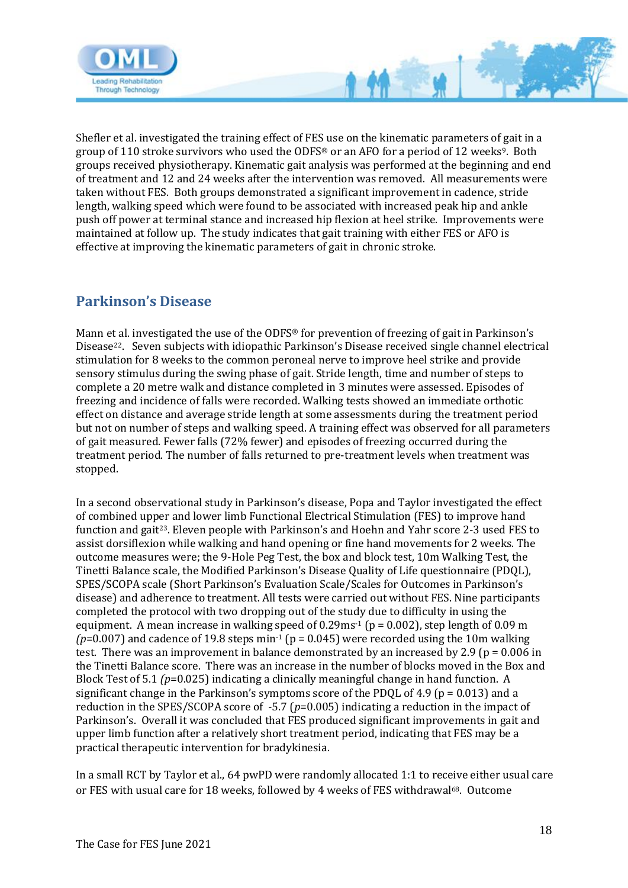Shefler et al. investigated the training effect of FES use on the kinematic parameters of gait in a group of 110 stroke survivors who used the ODFS® or an AFO for a period of 12 weeks[9]. Both groups received physiotherapy. Kinematic gait analysis was performed at the beginning and end of treatment and 12 and 24 weeks after the intervention was removed. All measurements were taken without FES. Both groups demonstrated a significant improvement in cadence, stride length, walking speed which were found to be associated with increased peak hip and ankle push off power at terminal stance and increased hip flexion at heel strike. Improvements were maintained at follow up. The study indicates that gait training with either FES or AFO is effective at improving the kinematic parameters of gait in chronic stroke.

## Parkinson's Disease

Mann et al. investigated the use of the ODFS® for prevention of freezing of gait in Parkinson's Disease[22]. Seven subjects with idiopathic Parkinson's Disease received single channel electrical stimulation for 8 weeks to the common peroneal nerve to improve heel strike and provide sensory stimulus during the swing phase of gait. Stride length, time and number of steps to complete a 20 metre walk and distance completed in 3 minutes were assessed. Episodes of freezing and incidence of falls were recorded. Walking tests showed an immediate orthotic effect on distance and average stride length at some assessments during the treatment period but not on number of steps and walking speed. A training effect was observed for all parameters of gait measured. Fewer falls (72% fewer) and episodes of freezing occurred during the treatment period. The number of falls returned to pre-treatment levels when treatment was stopped.

In a second observational study in Parkinson's disease, Popa and Taylor investigated the effect of combined upper and lower limb Functional Electrical Stimulation (FES) to improve hand function and gait[23]. Eleven people with Parkinson's and Hoehn and Yahr score 2-3 used FES to assist dorsiflexion while walking and hand opening or fine hand movements for 2 weeks. The outcome measures were; the 9-Hole Peg Test, the box and block test, 10m Walking Test, the Tinetti Balance scale, the Modified Parkinson's Disease Quality of Life questionnaire (PDQL), SPES/SCOPA scale (Short Parkinson's Evaluation Scale/Scales for Outcomes in Parkinson's disease) and adherence to treatment. All tests were carried out without FES. Nine participants completed the protocol with two dropping out of the study due to difficulty in using the equipment. A mean increase in walking speed of $0.29ms^{-1}$ ($p = 0.002$), step length of 0.09 m ($p=0.007$) and cadence of 19.8 steps $min^{-1}$ ($p = 0.045$) were recorded using the 10m walking test. There was an improvement in balance demonstrated by an increased by 2.9 ($p = 0.006$ in the Tinetti Balance score. There was an increase in the number of blocks moved in the Box and Block Test of 5.1 ($p=0.025$) indicating a clinically meaningful change in hand function. A significant change in the Parkinson's symptoms score of the PDQL of 4.9 ($p = 0.013$) and a reduction in the SPES/SCOPA score of -5.7 ($p=0.005$) indicating a reduction in the impact of Parkinson's. Overall it was concluded that FES produced significant improvements in gait and upper limb function after a relatively short treatment period, indicating that FES may be a practical therapeutic intervention for bradykinesia.

In a small RCT by Taylor et al., 64 pwPD were randomly allocated 1:1 to receive either usual care or FES with usual care for 18 weeks, followed by 4 weeks of FES withdrawal[68]. Outcome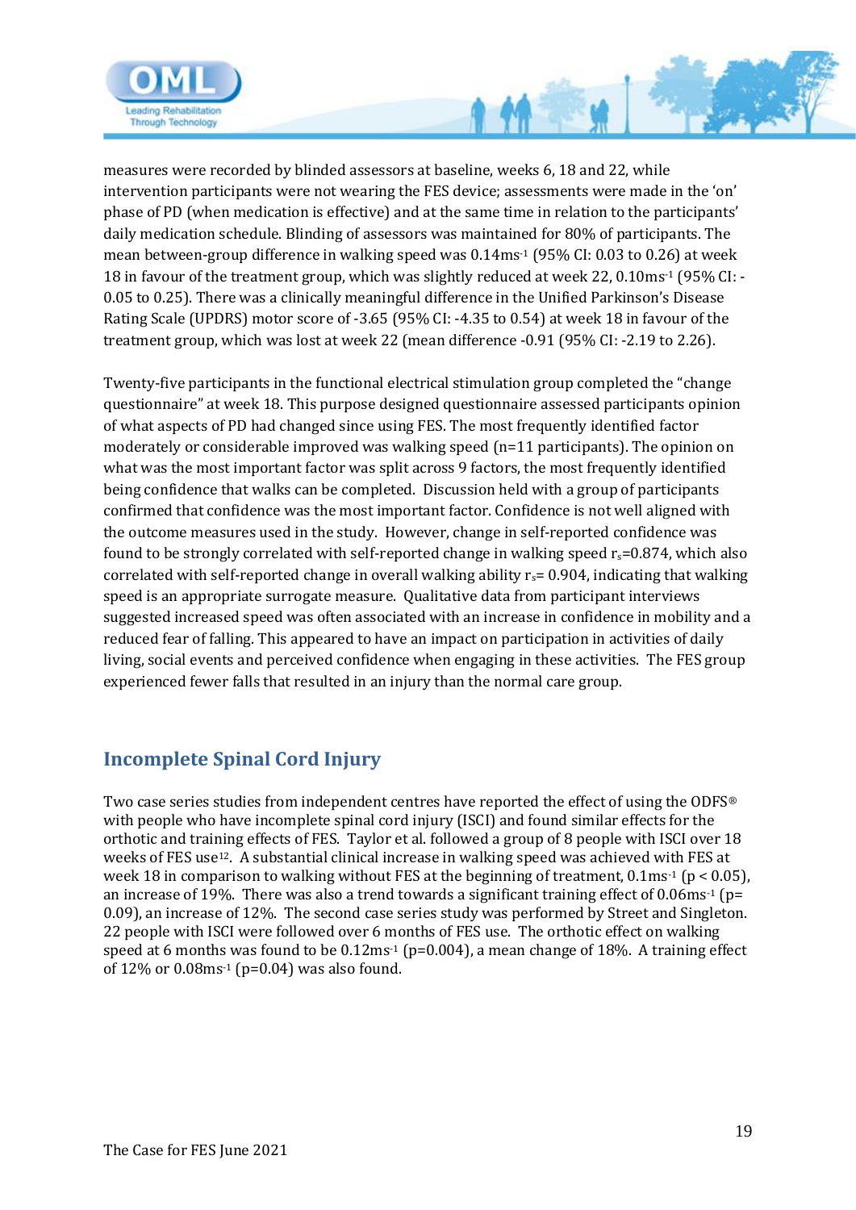measures were recorded by blinded assessors at baseline, weeks 6, 18 and 22, while intervention participants were not wearing the FES device; assessments were made in the 'on' phase of PD (when medication is effective) and at the same time in relation to the participants' daily medication schedule. Blinding of assessors was maintained for 80% of participants. The mean between-group difference in walking speed was $0.14ms^{-1}$ (95% CI: 0.03 to 0.26) at week 18 in favour of the treatment group, which was slightly reduced at week 22, $0.10ms^{-1}$ (95% CI: -0.05 to 0.25). There was a clinically meaningful difference in the Unified Parkinson's Disease Rating Scale (UPDRS) motor score of -3.65 (95% CI: -4.35 to 0.54) at week 18 in favour of the treatment group, which was lost at week 22 (mean difference -0.91 (95% CI: -2.19 to 2.26).

Twenty-five participants in the functional electrical stimulation group completed the "change questionnaire" at week 18. This purpose designed questionnaire assessed participants opinion of what aspects of PD had changed since using FES. The most frequently identified factor moderately or considerable improved was walking speed (n=11 participants). The opinion on what was the most important factor was split across 9 factors, the most frequently identified being confidence that walks can be completed. Discussion held with a group of participants confirmed that confidence was the most important factor. Confidence is not well aligned with the outcome measures used in the study. However, change in self-reported confidence was found to be strongly correlated with self-reported change in walking speed $r_s$=0.874, which also correlated with self-reported change in overall walking ability $r_s$= 0.904, indicating that walking speed is an appropriate surrogate measure. Qualitative data from participant interviews suggested increased speed was often associated with an increase in confidence in mobility and a reduced fear of falling. This appeared to have an impact on participation in activities of daily living, social events and perceived confidence when engaging in these activities. The FES group experienced fewer falls that resulted in an injury than the normal care group.

## Incomplete Spinal Cord Injury

Two case series studies from independent centres have reported the effect of using the ODFS® with people who have incomplete spinal cord injury (ISCI) and found similar effects for the orthotic and training effects of FES. Taylor et al. followed a group of 8 people with ISCI over 18 weeks of FES use[12]. A substantial clinical increase in walking speed was achieved with FES at week 18 in comparison to walking without FES at the beginning of treatment, $0.1ms^{-1}$ ($p < 0.05$), an increase of 19%. There was also a trend towards a significant training effect of $0.06ms^{-1}$ ($p=0.09$), an increase of 12%. The second case series study was performed by Street and Singleton. 22 people with ISCI were followed over 6 months of FES use. The orthotic effect on walking speed at 6 months was found to be $0.12ms^{-1}$ ($p=0.004$), a mean change of 18%. A training effect of 12% or $0.08ms^{-1}$ ($p=0.04$) was also found.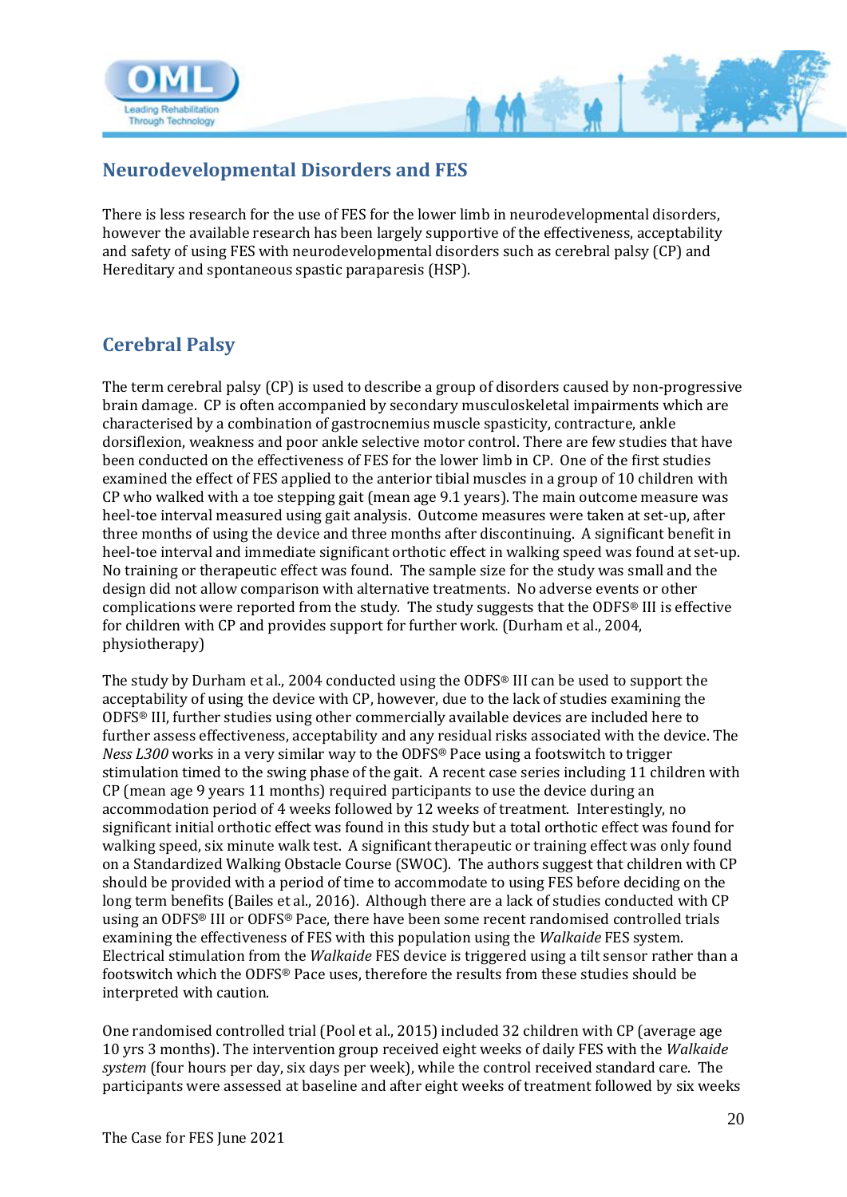## Neurodevelopmental Disorders and FES

There is less research for the use of FES for the lower limb in neurodevelopmental disorders, however the available research has been largely supportive of the effectiveness, acceptability and safety of using FES with neurodevelopmental disorders such as cerebral palsy (CP) and Hereditary and spontaneous spastic paraparesis (HSP).

## Cerebral Palsy

The term cerebral palsy (CP) is used to describe a group of disorders caused by non-progressive brain damage. CP is often accompanied by secondary musculoskeletal impairments which are characterised by a combination of gastrocnemius muscle spasticity, contracture, ankle dorsiflexion, weakness and poor ankle selective motor control. There are few studies that have been conducted on the effectiveness of FES for the lower limb in CP. One of the first studies examined the effect of FES applied to the anterior tibial muscles in a group of 10 children with CP who walked with a toe stepping gait (mean age 9.1 years). The main outcome measure was heel-toe interval measured using gait analysis. Outcome measures were taken at set-up, after three months of using the device and three months after discontinuing. A significant benefit in heel-toe interval and immediate significant orthotic effect in walking speed was found at set-up. No training or therapeutic effect was found. The sample size for the study was small and the design did not allow comparison with alternative treatments. No adverse events or other complications were reported from the study. The study suggests that the ODFS® III is effective for children with CP and provides support for further work. (Durham et al., 2004, physiotherapy)

The study by Durham et al., 2004 conducted using the ODFS® III can be used to support the acceptability of using the device with CP, however, due to the lack of studies examining the ODFS® III, further studies using other commercially available devices are included here to further assess effectiveness, acceptability and any residual risks associated with the device. The *Ness L300* works in a very similar way to the ODFS® Pace using a footswitch to trigger stimulation timed to the swing phase of the gait. A recent case series including 11 children with CP (mean age 9 years 11 months) required participants to use the device during an accommodation period of 4 weeks followed by 12 weeks of treatment. Interestingly, no significant initial orthotic effect was found in this study but a total orthotic effect was found for walking speed, six minute walk test. A significant therapeutic or training effect was only found on a Standardized Walking Obstacle Course (SWOC). The authors suggest that children with CP should be provided with a period of time to accommodate to using FES before deciding on the long term benefits (Bailes et al., 2016). Although there are a lack of studies conducted with CP using an ODFS® III or ODFS® Pace, there have been some recent randomised controlled trials examining the effectiveness of FES with this population using the *Walkaide* FES system. Electrical stimulation from the *Walkaide* FES device is triggered using a tilt sensor rather than a footswitch which the ODFS® Pace uses, therefore the results from these studies should be interpreted with caution.

One randomised controlled trial (Pool et al., 2015) included 32 children with CP (average age 10 yrs 3 months). The intervention group received eight weeks of daily FES with the *Walkaide system* (four hours per day, six days per week), while the control received standard care. The participants were assessed at baseline and after eight weeks of treatment followed by six weeks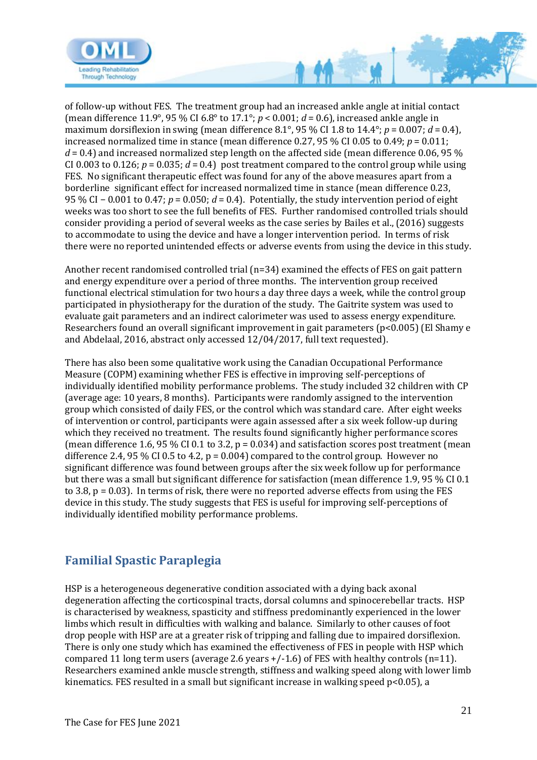of follow-up without FES. The treatment group had an increased ankle angle at initial contact (mean difference 11.9°, 95 % CI 6.8° to 17.1°; $p < 0.001$; $d = 0.6$), increased ankle angle in maximum dorsiflexion in swing (mean difference 8.1°, 95 % CI 1.8 to 14.4°; $p = 0.007$; $d = 0.4$), increased normalized time in stance (mean difference 0.27, 95 % CI 0.05 to 0.49; $p = 0.011$; $d = 0.4$) and increased normalized step length on the affected side (mean difference 0.06, 95 % CI 0.003 to 0.126; $p = 0.035$; $d = 0.4$) post treatment compared to the control group while using FES. No significant therapeutic effect was found for any of the above measures apart from a borderline significant effect for increased normalized time in stance (mean difference 0.23, 95 % CI − 0.001 to 0.47; $p = 0.050$; $d = 0.4$). Potentially, the study intervention period of eight weeks was too short to see the full benefits of FES. Further randomised controlled trials should consider providing a period of several weeks as the case series by Bailes et al., (2016) suggests to accommodate to using the device and have a longer intervention period. In terms of risk there were no reported unintended effects or adverse events from using the device in this study.

Another recent randomised controlled trial (n=34) examined the effects of FES on gait pattern and energy expenditure over a period of three months. The intervention group received functional electrical stimulation for two hours a day three days a week, while the control group participated in physiotherapy for the duration of the study. The Gaitrite system was used to evaluate gait parameters and an indirect calorimeter was used to assess energy expenditure. Researchers found an overall significant improvement in gait parameters ($p<0.005$) (El Shamy e and Abdelaal, 2016, abstract only accessed 12/04/2017, full text requested).

There has also been some qualitative work using the Canadian Occupational Performance Measure (COPM) examining whether FES is effective in improving self-perceptions of individually identified mobility performance problems. The study included 32 children with CP (average age: 10 years, 8 months). Participants were randomly assigned to the intervention group which consisted of daily FES, or the control which was standard care. After eight weeks of intervention or control, participants were again assessed after a six week follow-up during which they received no treatment. The results found significantly higher performance scores (mean difference 1.6, 95 % CI 0.1 to 3.2, $p = 0.034$) and satisfaction scores post treatment (mean difference 2.4, 95 % CI 0.5 to 4.2, $p = 0.004$) compared to the control group. However no significant difference was found between groups after the six week follow up for performance but there was a small but significant difference for satisfaction (mean difference 1.9, 95 % CI 0.1 to 3.8, $p = 0.03$). In terms of risk, there were no reported adverse effects from using the FES device in this study. The study suggests that FES is useful for improving self-perceptions of individually identified mobility performance problems.

## Familial Spastic Paraplegia

HSP is a heterogeneous degenerative condition associated with a dying back axonal degeneration affecting the corticospinal tracts, dorsal columns and spinocerebellar tracts. HSP is characterised by weakness, spasticity and stiffness predominantly experienced in the lower limbs which result in difficulties with walking and balance. Similarly to other causes of foot drop people with HSP are at a greater risk of tripping and falling due to impaired dorsiflexion. There is only one study which has examined the effectiveness of FES in people with HSP which compared 11 long term users (average 2.6 years +/-1.6) of FES with healthy controls (n=11). Researchers examined ankle muscle strength, stiffness and walking speed along with lower limb kinematics. FES resulted in a small but significant increase in walking speed $p<0.05$), a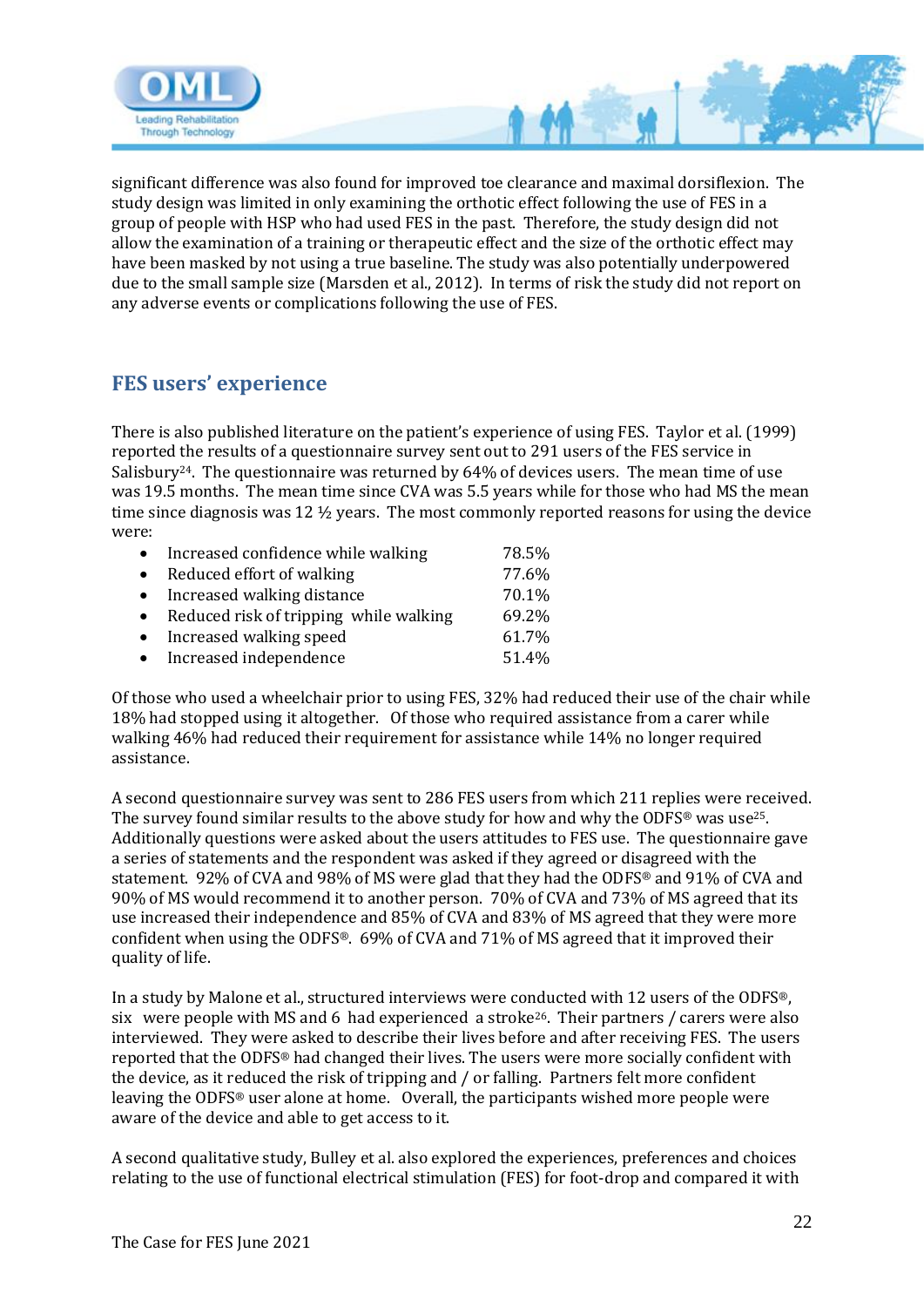significant difference was also found for improved toe clearance and maximal dorsiflexion. The study design was limited in only examining the orthotic effect following the use of FES in a group of people with HSP who had used FES in the past. Therefore, the study design did not allow the examination of a training or therapeutic effect and the size of the orthotic effect may have been masked by not using a true baseline. The study was also potentially underpowered due to the small sample size (Marsden et al., 2012). In terms of risk the study did not report on any adverse events or complications following the use of FES.

## FES users' experience

There is also published literature on the patient's experience of using FES. Taylor et al. (1999) reported the results of a questionnaire survey sent out to 291 users of the FES service in Salisbury[24]. The questionnaire was returned by 64% of devices users. The mean time of use was 19.5 months. The mean time since CVA was 5.5 years while for those who had MS the mean time since diagnosis was 12 ½ years. The most commonly reported reasons for using the device were:

- Increased confidence while walking 78.5%
- Reduced effort of walking 77.6%
- Increased walking distance 70.1%
- Reduced risk of tripping while walking 69.2%
- Increased walking speed 61.7%
- Increased independence 51.4%

Of those who used a wheelchair prior to using FES, 32% had reduced their use of the chair while 18% had stopped using it altogether. Of those who required assistance from a carer while walking 46% had reduced their requirement for assistance while 14% no longer required assistance.

A second questionnaire survey was sent to 286 FES users from which 211 replies were received. The survey found similar results to the above study for how and why the ODFS® was use[25]. Additionally questions were asked about the users attitudes to FES use. The questionnaire gave a series of statements and the respondent was asked if they agreed or disagreed with the statement. 92% of CVA and 98% of MS were glad that they had the ODFS® and 91% of CVA and 90% of MS would recommend it to another person. 70% of CVA and 73% of MS agreed that its use increased their independence and 85% of CVA and 83% of MS agreed that they were more confident when using the ODFS®. 69% of CVA and 71% of MS agreed that it improved their quality of life.

In a study by Malone et al., structured interviews were conducted with 12 users of the ODFS®, six were people with MS and 6 had experienced a stroke[26]. Their partners / carers were also interviewed. They were asked to describe their lives before and after receiving FES. The users reported that the ODFS® had changed their lives. The users were more socially confident with the device, as it reduced the risk of tripping and / or falling. Partners felt more confident leaving the ODFS® user alone at home. Overall, the participants wished more people were aware of the device and able to get access to it.

A second qualitative study, Bulley et al. also explored the experiences, preferences and choices relating to the use of functional electrical stimulation (FES) for foot-drop and compared it with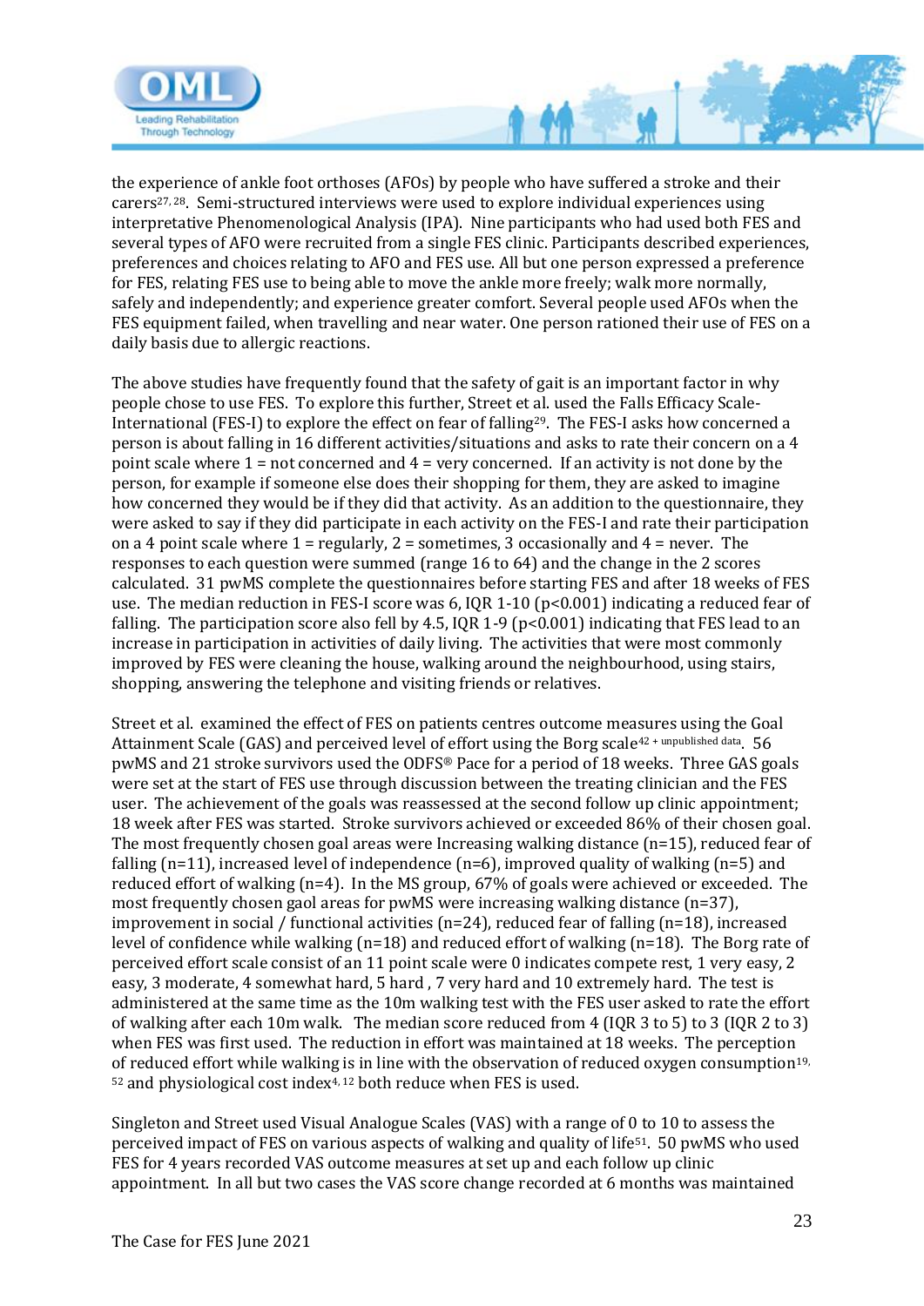the experience of ankle foot orthoses (AFOs) by people who have suffered a stroke and their carers[27, 28]. Semi-structured interviews were used to explore individual experiences using interpretative Phenomenological Analysis (IPA). Nine participants who had used both FES and several types of AFO were recruited from a single FES clinic. Participants described experiences, preferences and choices relating to AFO and FES use. All but one person expressed a preference for FES, relating FES use to being able to move the ankle more freely; walk more normally, safely and independently; and experience greater comfort. Several people used AFOs when the FES equipment failed, when travelling and near water. One person rationed their use of FES on a daily basis due to allergic reactions.

The above studies have frequently found that the safety of gait is an important factor in why people chose to use FES. To explore this further, Street et al. used the Falls Efficacy Scale-International (FES-I) to explore the effect on fear of falling[29]. The FES-I asks how concerned a person is about falling in 16 different activities/situations and asks to rate their concern on a 4 point scale where 1 = not concerned and 4 = very concerned. If an activity is not done by the person, for example if someone else does their shopping for them, they are asked to imagine how concerned they would be if they did that activity. As an addition to the questionnaire, they were asked to say if they did participate in each activity on the FES-I and rate their participation on a 4 point scale where 1 = regularly, 2 = sometimes, 3 occasionally and 4 = never. The responses to each question were summed (range 16 to 64) and the change in the 2 scores calculated. 31 pwMS complete the questionnaires before starting FES and after 18 weeks of FES use. The median reduction in FES-I score was 6, IQR 1-10 ($p<0.001$) indicating a reduced fear of falling. The participation score also fell by 4.5, IQR 1-9 ($p<0.001$) indicating that FES lead to an increase in participation in activities of daily living. The activities that were most commonly improved by FES were cleaning the house, walking around the neighbourhood, using stairs, shopping, answering the telephone and visiting friends or relatives.

Street et al. examined the effect of FES on patients centres outcome measures using the Goal Attainment Scale (GAS) and perceived level of effort using the Borg scale[42 + unpublished data]. 56 pwMS and 21 stroke survivors used the ODFS® Pace for a period of 18 weeks. Three GAS goals were set at the start of FES use through discussion between the treating clinician and the FES user. The achievement of the goals was reassessed at the second follow up clinic appointment; 18 week after FES was started. Stroke survivors achieved or exceeded 86% of their chosen goal. The most frequently chosen goal areas were Increasing walking distance (n=15), reduced fear of falling (n=11), increased level of independence (n=6), improved quality of walking (n=5) and reduced effort of walking (n=4). In the MS group, 67% of goals were achieved or exceeded. The most frequently chosen gaol areas for pwMS were increasing walking distance (n=37), improvement in social / functional activities (n=24), reduced fear of falling (n=18), increased level of confidence while walking (n=18) and reduced effort of walking (n=18). The Borg rate of perceived effort scale consist of an 11 point scale were 0 indicates compete rest, 1 very easy, 2 easy, 3 moderate, 4 somewhat hard, 5 hard , 7 very hard and 10 extremely hard. The test is administered at the same time as the 10m walking test with the FES user asked to rate the effort of walking after each 10m walk. The median score reduced from 4 (IQR 3 to 5) to 3 (IQR 2 to 3) when FES was first used. The reduction in effort was maintained at 18 weeks. The perception of reduced effort while walking is in line with the observation of reduced oxygen consumption[19, 52] and physiological cost index[4, 12] both reduce when FES is used.

Singleton and Street used Visual Analogue Scales (VAS) with a range of 0 to 10 to assess the perceived impact of FES on various aspects of walking and quality of life[51]. 50 pwMS who used FES for 4 years recorded VAS outcome measures at set up and each follow up clinic appointment. In all but two cases the VAS score change recorded at 6 months was maintained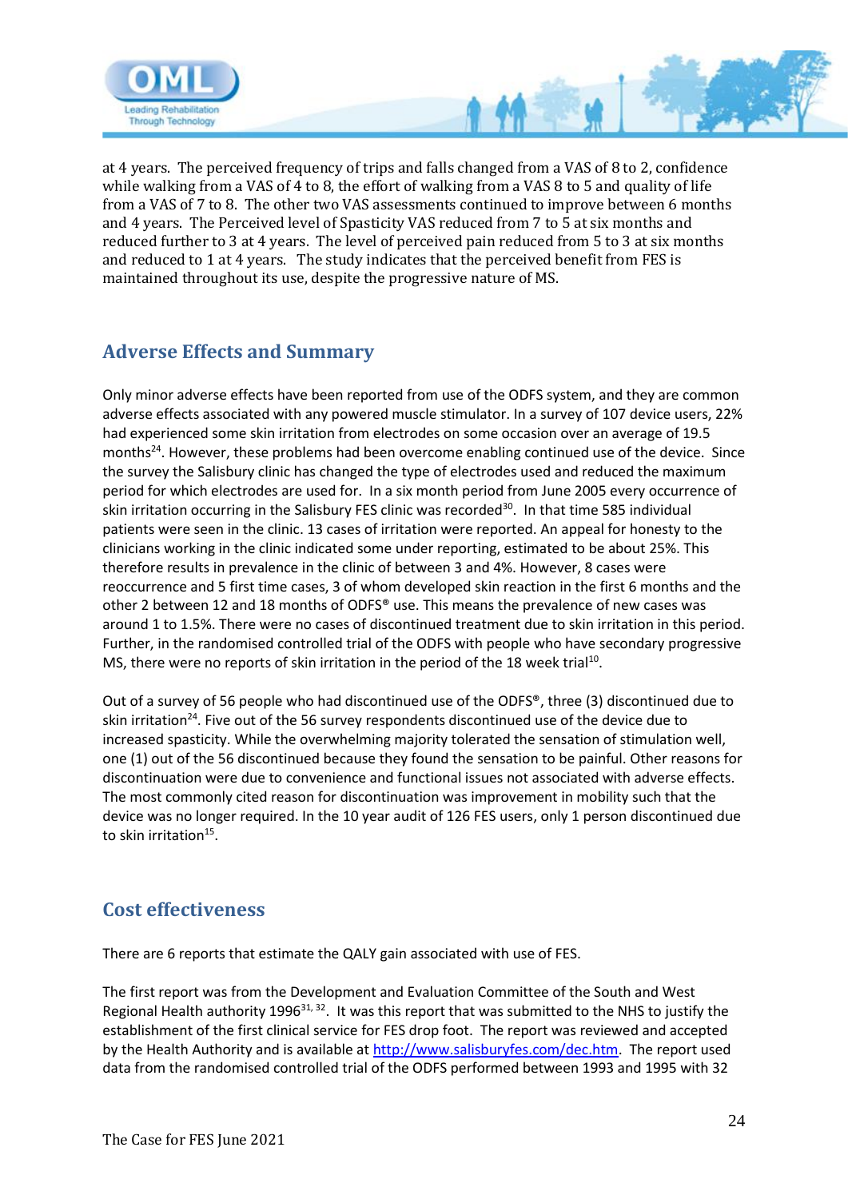at 4 years. The perceived frequency of trips and falls changed from a VAS of 8 to 2, confidence while walking from a VAS of 4 to 8, the effort of walking from a VAS 8 to 5 and quality of life from a VAS of 7 to 8. The other two VAS assessments continued to improve between 6 months and 4 years. The Perceived level of Spasticity VAS reduced from 7 to 5 at six months and reduced further to 3 at 4 years. The level of perceived pain reduced from 5 to 3 at six months and reduced to 1 at 4 years. The study indicates that the perceived benefit from FES is maintained throughout its use, despite the progressive nature of MS.

## Adverse Effects and Summary

Only minor adverse effects have been reported from use of the ODFS system, and they are common adverse effects associated with any powered muscle stimulator. In a survey of 107 device users, 22% had experienced some skin irritation from electrodes on some occasion over an average of 19.5 months[24]. However, these problems had been overcome enabling continued use of the device. Since the survey the Salisbury clinic has changed the type of electrodes used and reduced the maximum period for which electrodes are used for. In a six month period from June 2005 every occurrence of skin irritation occurring in the Salisbury FES clinic was recorded[30]. In that time 585 individual patients were seen in the clinic. 13 cases of irritation were reported. An appeal for honesty to the clinicians working in the clinic indicated some under reporting, estimated to be about 25%. This therefore results in prevalence in the clinic of between 3 and 4%. However, 8 cases were reoccurrence and 5 first time cases, 3 of whom developed skin reaction in the first 6 months and the other 2 between 12 and 18 months of ODFS® use. This means the prevalence of new cases was around 1 to 1.5%. There were no cases of discontinued treatment due to skin irritation in this period. Further, in the randomised controlled trial of the ODFS with people who have secondary progressive MS, there were no reports of skin irritation in the period of the 18 week trial[10].

Out of a survey of 56 people who had discontinued use of the ODFS®, three (3) discontinued due to skin irritation[24]. Five out of the 56 survey respondents discontinued use of the device due to increased spasticity. While the overwhelming majority tolerated the sensation of stimulation well, one (1) out of the 56 discontinued because they found the sensation to be painful. Other reasons for discontinuation were due to convenience and functional issues not associated with adverse effects. The most commonly cited reason for discontinuation was improvement in mobility such that the device was no longer required. In the 10 year audit of 126 FES users, only 1 person discontinued due to skin irritation[15].

## Cost effectiveness

There are 6 reports that estimate the QALY gain associated with use of FES.

The first report was from the Development and Evaluation Committee of the South and West Regional Health authority 1996[31, 32]. It was this report that was submitted to the NHS to justify the establishment of the first clinical service for FES drop foot. The report was reviewed and accepted by the Health Authority and is available at http://www.salisburyfes.com/dec.htm. The report used data from the randomised controlled trial of the ODFS performed between 1993 and 1995 with 32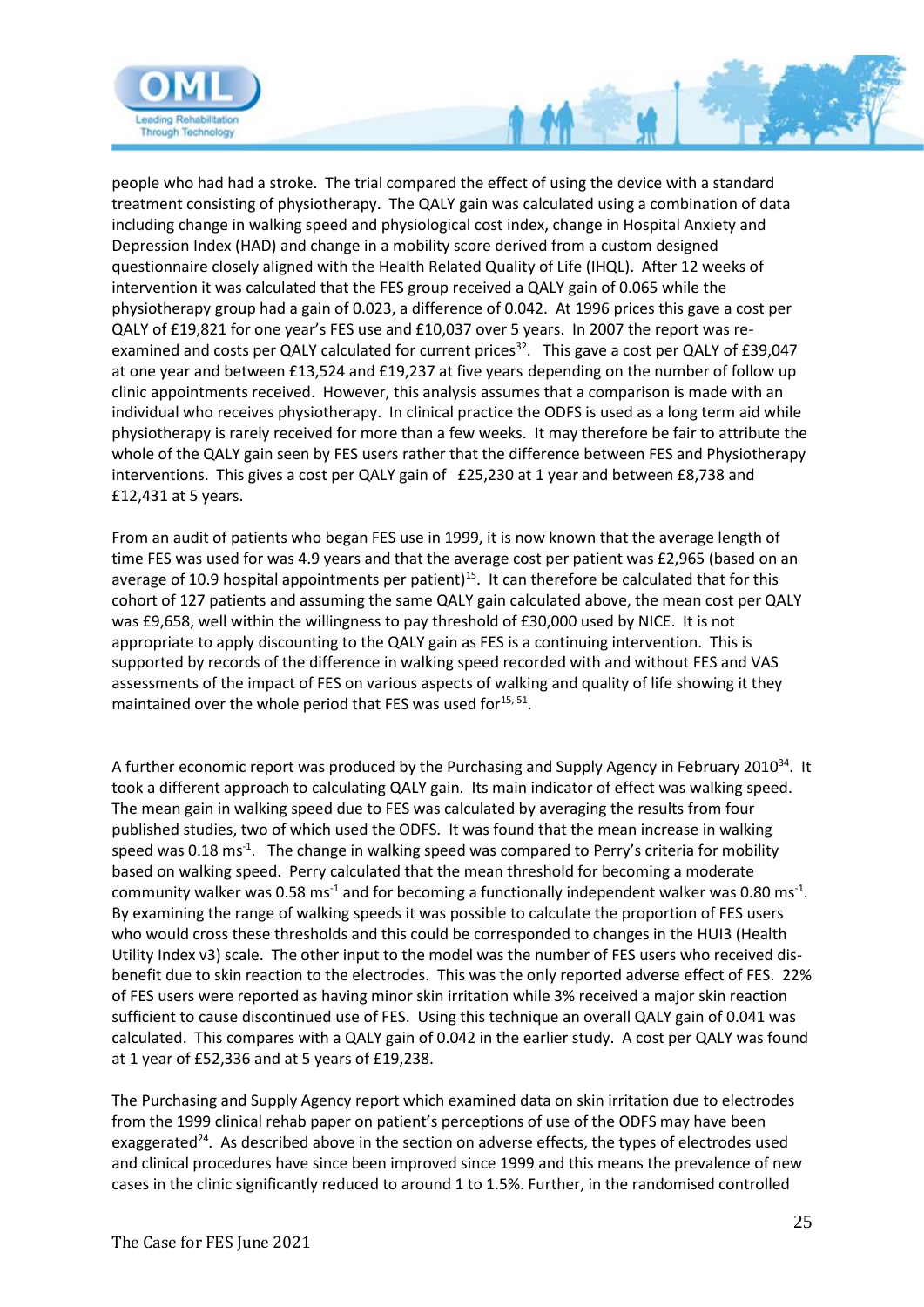people who had had a stroke. The trial compared the effect of using the device with a standard treatment consisting of physiotherapy. The QALY gain was calculated using a combination of data including change in walking speed and physiological cost index, change in Hospital Anxiety and Depression Index (HAD) and change in a mobility score derived from a custom designed questionnaire closely aligned with the Health Related Quality of Life (IHQL). After 12 weeks of intervention it was calculated that the FES group received a QALY gain of 0.065 while the physiotherapy group had a gain of 0.023, a difference of 0.042. At 1996 prices this gave a cost per QALY of £19,821 for one year's FES use and £10,037 over 5 years. In 2007 the report was re-examined and costs per QALY calculated for current prices[32]. This gave a cost per QALY of £39,047 at one year and between £13,524 and £19,237 at five years depending on the number of follow up clinic appointments received. However, this analysis assumes that a comparison is made with an individual who receives physiotherapy. In clinical practice the ODFS is used as a long term aid while physiotherapy is rarely received for more than a few weeks. It may therefore be fair to attribute the whole of the QALY gain seen by FES users rather that the difference between FES and Physiotherapy interventions. This gives a cost per QALY gain of £25,230 at 1 year and between £8,738 and £12,431 at 5 years.

From an audit of patients who began FES use in 1999, it is now known that the average length of time FES was used for was 4.9 years and that the average cost per patient was £2,965 (based on an average of 10.9 hospital appointments per patient)[15]. It can therefore be calculated that for this cohort of 127 patients and assuming the same QALY gain calculated above, the mean cost per QALY was £9,658, well within the willingness to pay threshold of £30,000 used by NICE. It is not appropriate to apply discounting to the QALY gain as FES is a continuing intervention. This is supported by records of the difference in walking speed recorded with and without FES and VAS assessments of the impact of FES on various aspects of walking and quality of life showing it they maintained over the whole period that FES was used for[15, 51].

A further economic report was produced by the Purchasing and Supply Agency in February 2010[34]. It took a different approach to calculating QALY gain. Its main indicator of effect was walking speed. The mean gain in walking speed due to FES was calculated by averaging the results from four published studies, two of which used the ODFS. It was found that the mean increase in walking speed was 0.18 $ms^{-1}$. The change in walking speed was compared to Perry's criteria for mobility based on walking speed. Perry calculated that the mean threshold for becoming a moderate community walker was 0.58 $ms^{-1}$ and for becoming a functionally independent walker was 0.80 $ms^{-1}$. By examining the range of walking speeds it was possible to calculate the proportion of FES users who would cross these thresholds and this could be corresponded to changes in the HUI3 (Health Utility Index v3) scale. The other input to the model was the number of FES users who received dis-benefit due to skin reaction to the electrodes. This was the only reported adverse effect of FES. 22% of FES users were reported as having minor skin irritation while 3% received a major skin reaction sufficient to cause discontinued use of FES. Using this technique an overall QALY gain of 0.041 was calculated. This compares with a QALY gain of 0.042 in the earlier study. A cost per QALY was found at 1 year of £52,336 and at 5 years of £19,238.

The Purchasing and Supply Agency report which examined data on skin irritation due to electrodes from the 1999 clinical rehab paper on patient's perceptions of use of the ODFS may have been exaggerated[24]. As described above in the section on adverse effects, the types of electrodes used and clinical procedures have since been improved since 1999 and this means the prevalence of new cases in the clinic significantly reduced to around 1 to 1.5%. Further, in the randomised controlled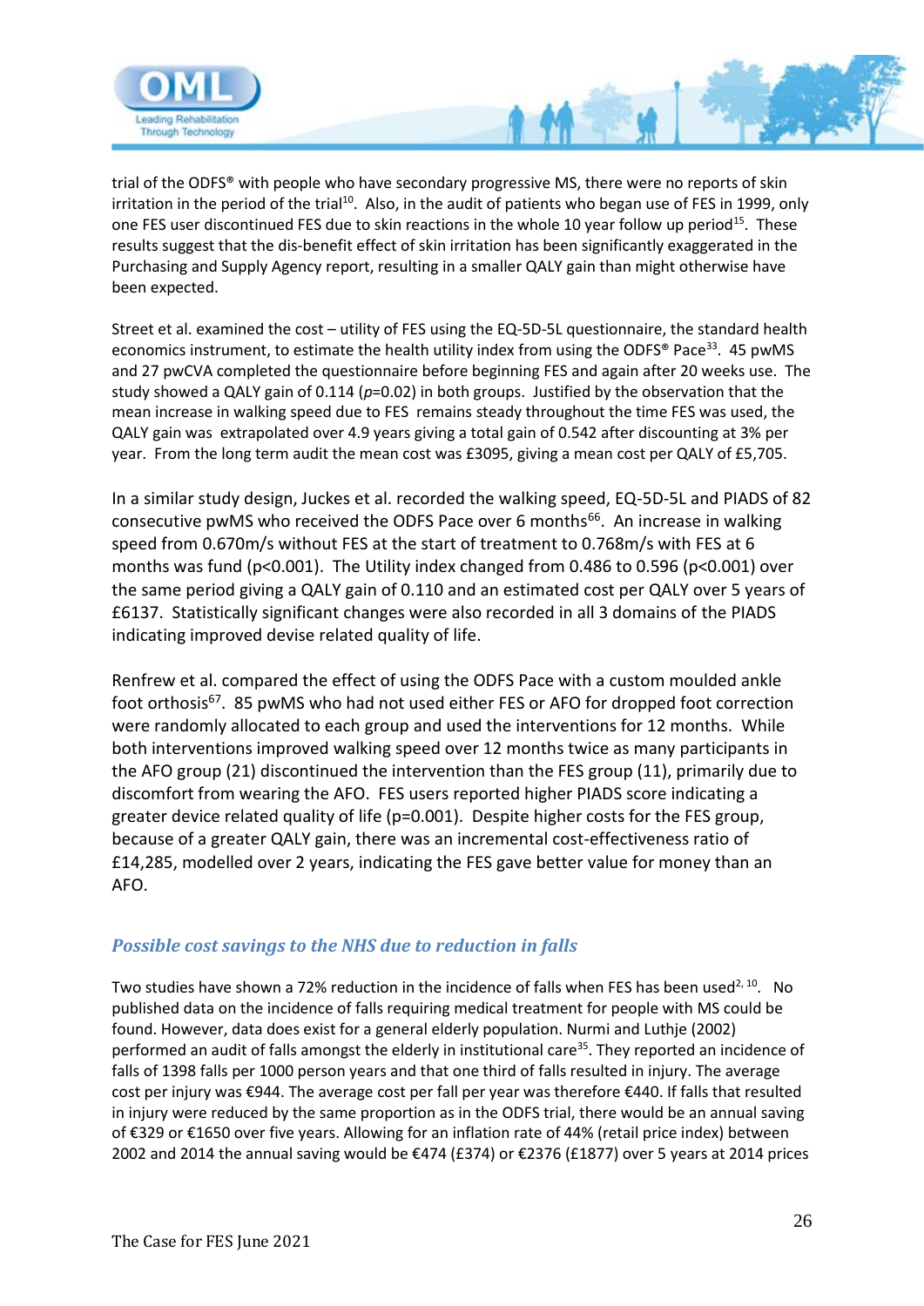trial of the ODFS® with people who have secondary progressive MS, there were no reports of skin irritation in the period of the trial[10]. Also, in the audit of patients who began use of FES in 1999, only one FES user discontinued FES due to skin reactions in the whole 10 year follow up period[15]. These results suggest that the dis-benefit effect of skin irritation has been significantly exaggerated in the Purchasing and Supply Agency report, resulting in a smaller QALY gain than might otherwise have been expected.

Street et al. examined the cost – utility of FES using the EQ-5D-5L questionnaire, the standard health economics instrument, to estimate the health utility index from using the ODFS® Pace[33]. 45 pwMS and 27 pwCVA completed the questionnaire before beginning FES and again after 20 weeks use. The study showed a QALY gain of 0.114 ($p$=0.02) in both groups. Justified by the observation that the mean increase in walking speed due to FES remains steady throughout the time FES was used, the QALY gain was extrapolated over 4.9 years giving a total gain of 0.542 after discounting at 3% per year. From the long term audit the mean cost was £3095, giving a mean cost per QALY of £5,705.

In a similar study design, Juckes et al. recorded the walking speed, EQ-5D-5L and PIADS of 82 consecutive pwMS who received the ODFS Pace over 6 months[66]. An increase in walking speed from 0.670m/s without FES at the start of treatment to 0.768m/s with FES at 6 months was fund ($p<0.001$). The Utility index changed from 0.486 to 0.596 ($p<0.001$) over the same period giving a QALY gain of 0.110 and an estimated cost per QALY over 5 years of £6137. Statistically significant changes were also recorded in all 3 domains of the PIADS indicating improved devise related quality of life.

Renfrew et al. compared the effect of using the ODFS Pace with a custom moulded ankle foot orthosis[67]. 85 pwMS who had not used either FES or AFO for dropped foot correction were randomly allocated to each group and used the interventions for 12 months. While both interventions improved walking speed over 12 months twice as many participants in the AFO group (21) discontinued the intervention than the FES group (11), primarily due to discomfort from wearing the AFO. FES users reported higher PIADS score indicating a greater device related quality of life ($p$=0.001). Despite higher costs for the FES group, because of a greater QALY gain, there was an incremental cost-effectiveness ratio of £14,285, modelled over 2 years, indicating the FES gave better value for money than an AFO.

### *Possible cost savings to the NHS due to reduction in falls*

Two studies have shown a 72% reduction in the incidence of falls when FES has been used[2, 10]. No published data on the incidence of falls requiring medical treatment for people with MS could be found. However, data does exist for a general elderly population. Nurmi and Luthje (2002) performed an audit of falls amongst the elderly in institutional care[35]. They reported an incidence of falls of 1398 falls per 1000 person years and that one third of falls resulted in injury. The average cost per injury was €944. The average cost per fall per year was therefore €440. If falls that resulted in injury were reduced by the same proportion as in the ODFS trial, there would be an annual saving of €329 or €1650 over five years. Allowing for an inflation rate of 44% (retail price index) between 2002 and 2014 the annual saving would be €474 (£374) or €2376 (£1877) over 5 years at 2014 prices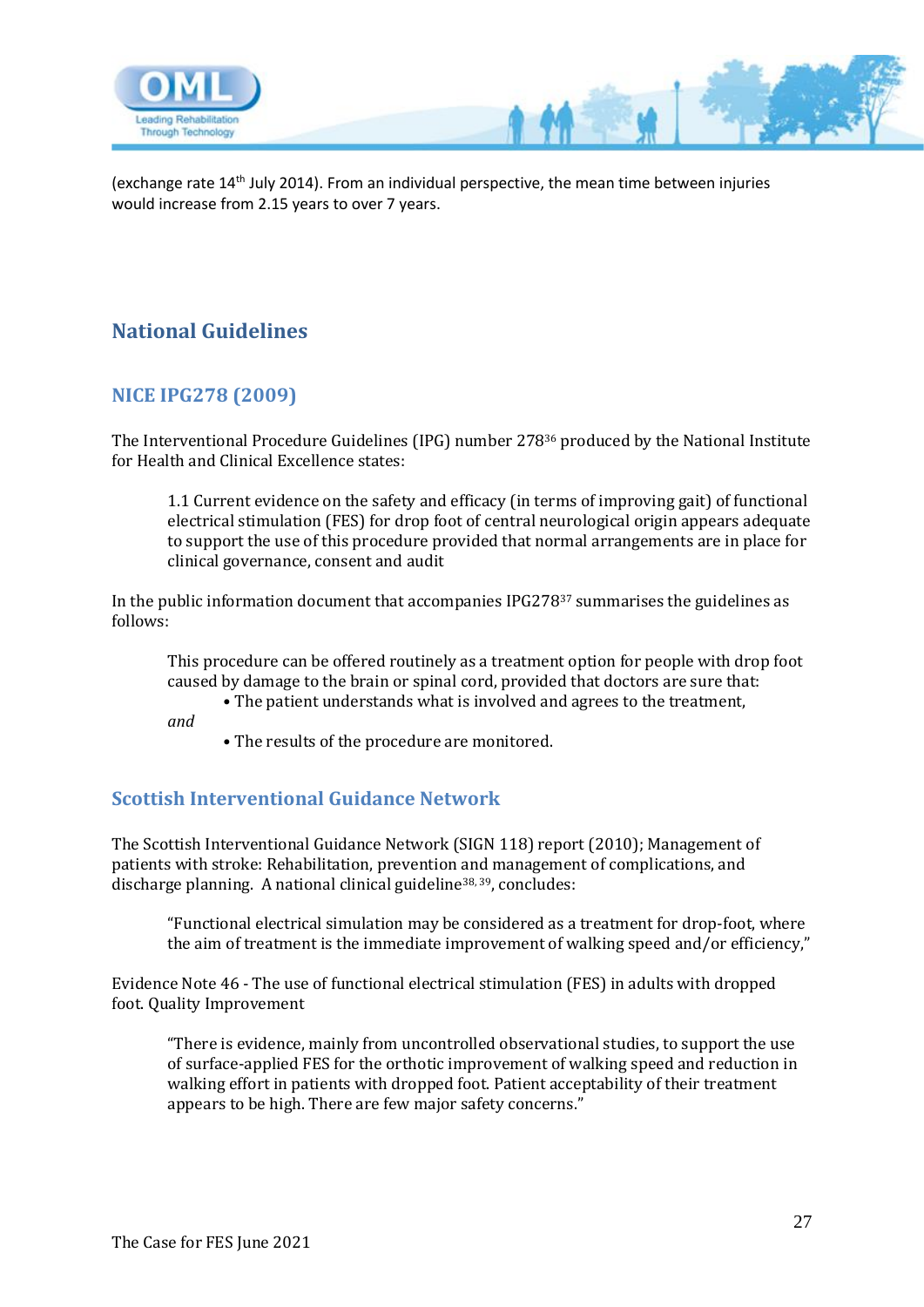(exchange rate 14th July 2014). From an individual perspective, the mean time between injuries would increase from 2.15 years to over 7 years.

## National Guidelines

### NICE IPG278 (2009)

The Interventional Procedure Guidelines (IPG) number 278[36] produced by the National Institute for Health and Clinical Excellence states:

> 1.1 Current evidence on the safety and efficacy (in terms of improving gait) of functional electrical stimulation (FES) for drop foot of central neurological origin appears adequate to support the use of this procedure provided that normal arrangements are in place for clinical governance, consent and audit

In the public information document that accompanies IPG278[37] summarises the guidelines as follows:

> This procedure can be offered routinely as a treatment option for people with drop foot caused by damage to the brain or spinal cord, provided that doctors are sure that:
>
> - The patient understands what is involved and agrees to the treatment,
>
> *and*
>
> - The results of the procedure are monitored.

### Scottish Interventional Guidance Network

The Scottish Interventional Guidance Network (SIGN 118) report (2010); Management of patients with stroke: Rehabilitation, prevention and management of complications, and discharge planning. A national clinical guideline[38, 39], concludes:

> "Functional electrical simulation may be considered as a treatment for drop-foot, where the aim of treatment is the immediate improvement of walking speed and/or efficiency,"

Evidence Note 46 - The use of functional electrical stimulation (FES) in adults with dropped foot. Quality Improvement

> "There is evidence, mainly from uncontrolled observational studies, to support the use of surface-applied FES for the orthotic improvement of walking speed and reduction in walking effort in patients with dropped foot. Patient acceptability of their treatment appears to be high. There are few major safety concerns."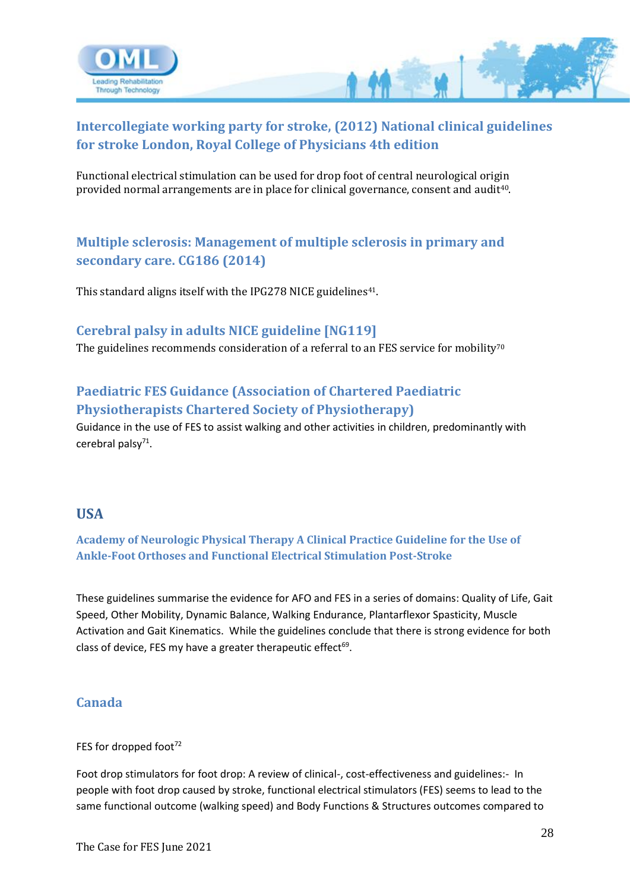### Intercollegiate working party for stroke, (2012) National clinical guidelines for stroke London, Royal College of Physicians 4th edition

Functional electrical stimulation can be used for drop foot of central neurological origin provided normal arrangements are in place for clinical governance, consent and audit[40].

### Multiple sclerosis: Management of multiple sclerosis in primary and secondary care. CG186 (2014)

This standard aligns itself with the IPG278 NICE guidelines[41].

### Cerebral palsy in adults NICE guideline [NG119]

The guidelines recommends consideration of a referral to an FES service for mobility[70]

### Paediatric FES Guidance (Association of Chartered Paediatric Physiotherapists Chartered Society of Physiotherapy)

Guidance in the use of FES to assist walking and other activities in children, predominantly with cerebral palsy[71].

## USA

### Academy of Neurologic Physical Therapy A Clinical Practice Guideline for the Use of Ankle-Foot Orthoses and Functional Electrical Stimulation Post-Stroke

These guidelines summarise the evidence for AFO and FES in a series of domains: Quality of Life, Gait Speed, Other Mobility, Dynamic Balance, Walking Endurance, Plantarflexor Spasticity, Muscle Activation and Gait Kinematics. While the guidelines conclude that there is strong evidence for both class of device, FES my have a greater therapeutic effect[69].

## Canada

FES for dropped foot[72]

Foot drop stimulators for foot drop: A review of clinical-, cost-effectiveness and guidelines:- In people with foot drop caused by stroke, functional electrical stimulators (FES) seems to lead to the same functional outcome (walking speed) and Body Functions & Structures outcomes compared to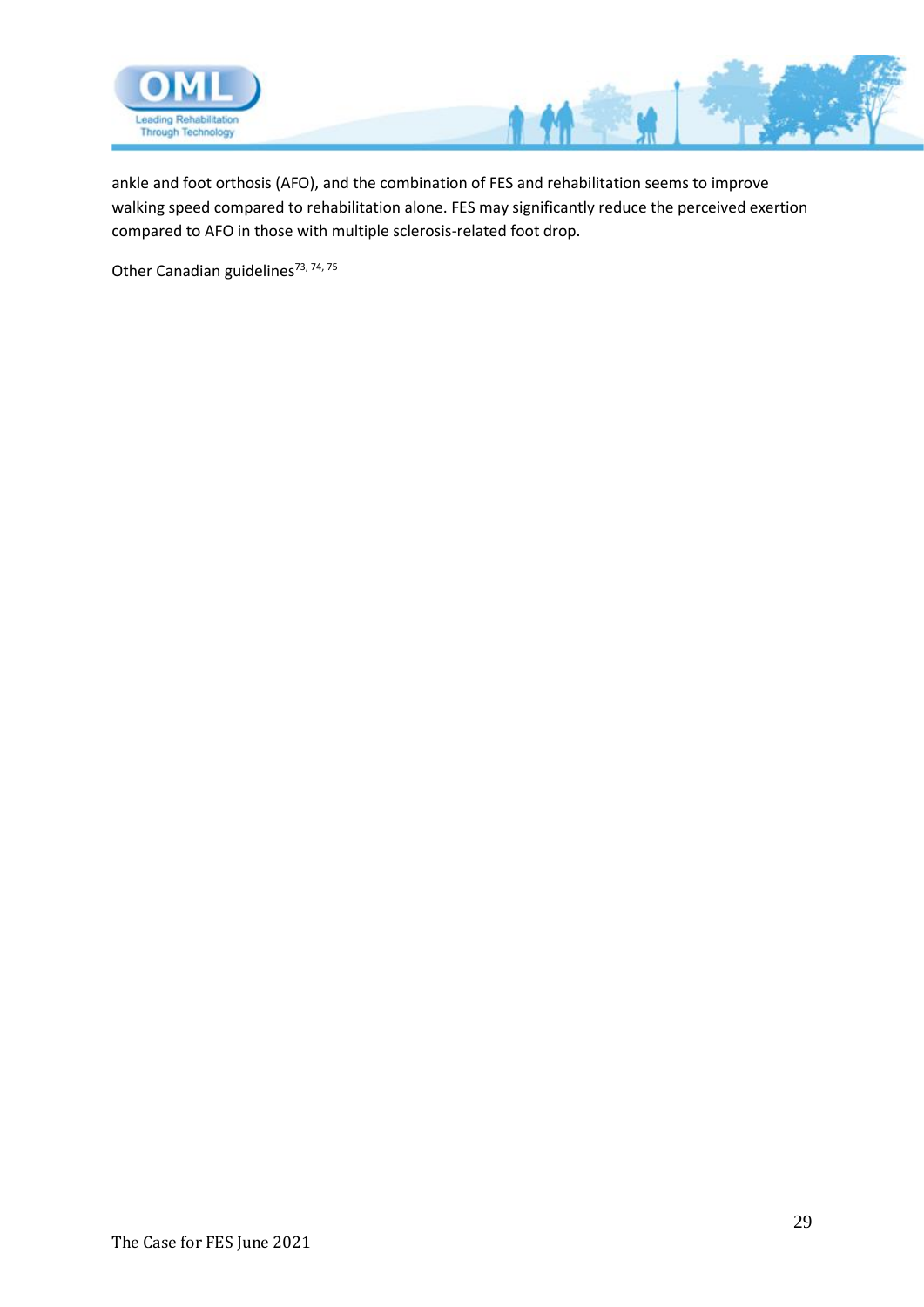ankle and foot orthosis (AFO), and the combination of FES and rehabilitation seems to improve walking speed compared to rehabilitation alone. FES may significantly reduce the perceived exertion compared to AFO in those with multiple sclerosis-related foot drop.

Other Canadian guidelines[73, 74, 75]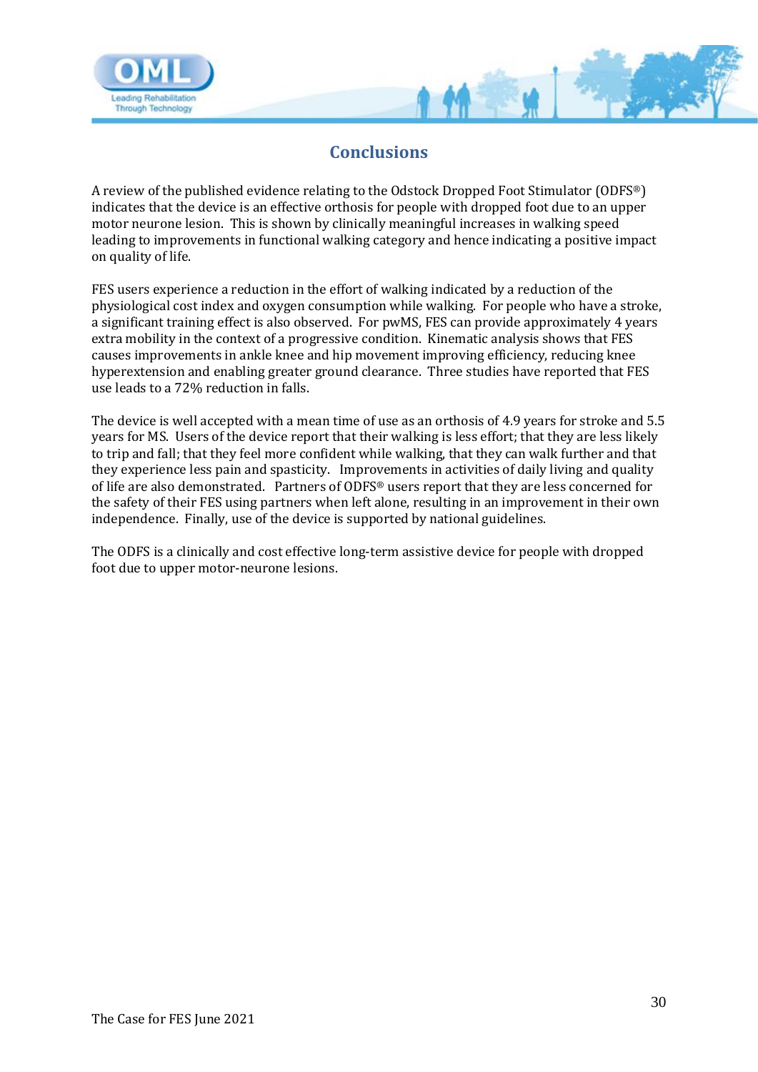## Conclusions

A review of the published evidence relating to the Odstock Dropped Foot Stimulator (ODFS®) indicates that the device is an effective orthosis for people with dropped foot due to an upper motor neurone lesion. This is shown by clinically meaningful increases in walking speed leading to improvements in functional walking category and hence indicating a positive impact on quality of life.

FES users experience a reduction in the effort of walking indicated by a reduction of the physiological cost index and oxygen consumption while walking. For people who have a stroke, a significant training effect is also observed. For pwMS, FES can provide approximately 4 years extra mobility in the context of a progressive condition. Kinematic analysis shows that FES causes improvements in ankle knee and hip movement improving efficiency, reducing knee hyperextension and enabling greater ground clearance. Three studies have reported that FES use leads to a 72% reduction in falls.

The device is well accepted with a mean time of use as an orthosis of 4.9 years for stroke and 5.5 years for MS. Users of the device report that their walking is less effort; that they are less likely to trip and fall; that they feel more confident while walking, that they can walk further and that they experience less pain and spasticity. Improvements in activities of daily living and quality of life are also demonstrated. Partners of ODFS® users report that they are less concerned for the safety of their FES using partners when left alone, resulting in an improvement in their own independence. Finally, use of the device is supported by national guidelines.

The ODFS is a clinically and cost effective long-term assistive device for people with dropped foot due to upper motor-neurone lesions.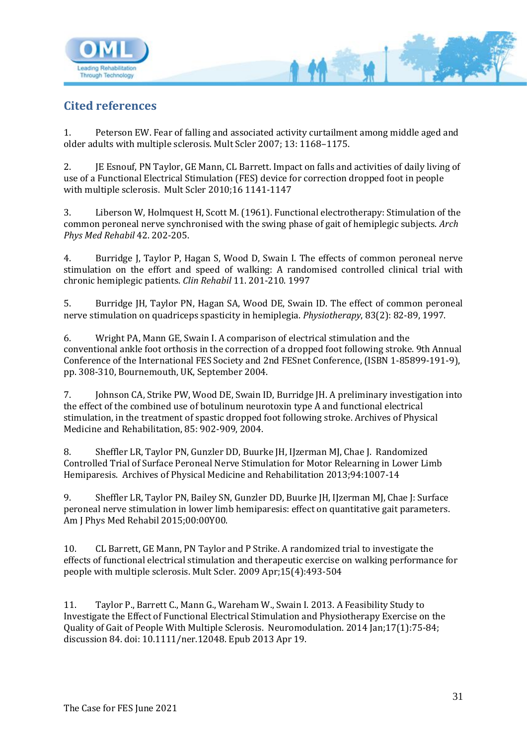## Cited references

1. Peterson EW. Fear of falling and associated activity curtailment among middle aged and older adults with multiple sclerosis. Mult Scler 2007; 13: 1168–1175.

2. JE Esnouf, PN Taylor, GE Mann, CL Barrett. Impact on falls and activities of daily living of use of a Functional Electrical Stimulation (FES) device for correction dropped foot in people with multiple sclerosis. Mult Scler 2010;16 1141-1147

3. Liberson W, Holmquest H, Scott M. (1961). Functional electrotherapy: Stimulation of the common peroneal nerve synchronised with the swing phase of gait of hemiplegic subjects. *Arch Phys Med Rehabil* 42. 202-205.

4. Burridge J, Taylor P, Hagan S, Wood D, Swain I. The effects of common peroneal nerve stimulation on the effort and speed of walking: A randomised controlled clinical trial with chronic hemiplegic patients. *Clin Rehabil* 11. 201-210. 1997

5. Burridge JH, Taylor PN, Hagan SA, Wood DE, Swain ID. The effect of common peroneal nerve stimulation on quadriceps spasticity in hemiplegia. *Physiotherapy*, 83(2): 82-89, 1997.

6. Wright PA, Mann GE, Swain I. A comparison of electrical stimulation and the conventional ankle foot orthosis in the correction of a dropped foot following stroke. 9th Annual Conference of the International FES Society and 2nd FESnet Conference, (ISBN 1-85899-191-9), pp. 308-310, Bournemouth, UK, September 2004.

7. Johnson CA, Strike PW, Wood DE, Swain ID, Burridge JH. A preliminary investigation into the effect of the combined use of botulinum neurotoxin type A and functional electrical stimulation, in the treatment of spastic dropped foot following stroke. Archives of Physical Medicine and Rehabilitation, 85: 902-909, 2004.

8. Sheffler LR, Taylor PN, Gunzler DD, Buurke JH, IJzerman MJ, Chae J. Randomized Controlled Trial of Surface Peroneal Nerve Stimulation for Motor Relearning in Lower Limb Hemiparesis. Archives of Physical Medicine and Rehabilitation 2013;94:1007-14

9. Sheffler LR, Taylor PN, Bailey SN, Gunzler DD, Buurke JH, IJzerman MJ, Chae J: Surface peroneal nerve stimulation in lower limb hemiparesis: effect on quantitative gait parameters. Am J Phys Med Rehabil 2015;00:00Y00.

10. CL Barrett, GE Mann, PN Taylor and P Strike. A randomized trial to investigate the effects of functional electrical stimulation and therapeutic exercise on walking performance for people with multiple sclerosis. Mult Scler. 2009 Apr;15(4):493-504

11. Taylor P., Barrett C., Mann G., Wareham W., Swain I. 2013. A Feasibility Study to Investigate the Effect of Functional Electrical Stimulation and Physiotherapy Exercise on the Quality of Gait of People With Multiple Sclerosis. Neuromodulation. 2014 Jan;17(1):75-84; discussion 84. doi: 10.1111/ner.12048. Epub 2013 Apr 19.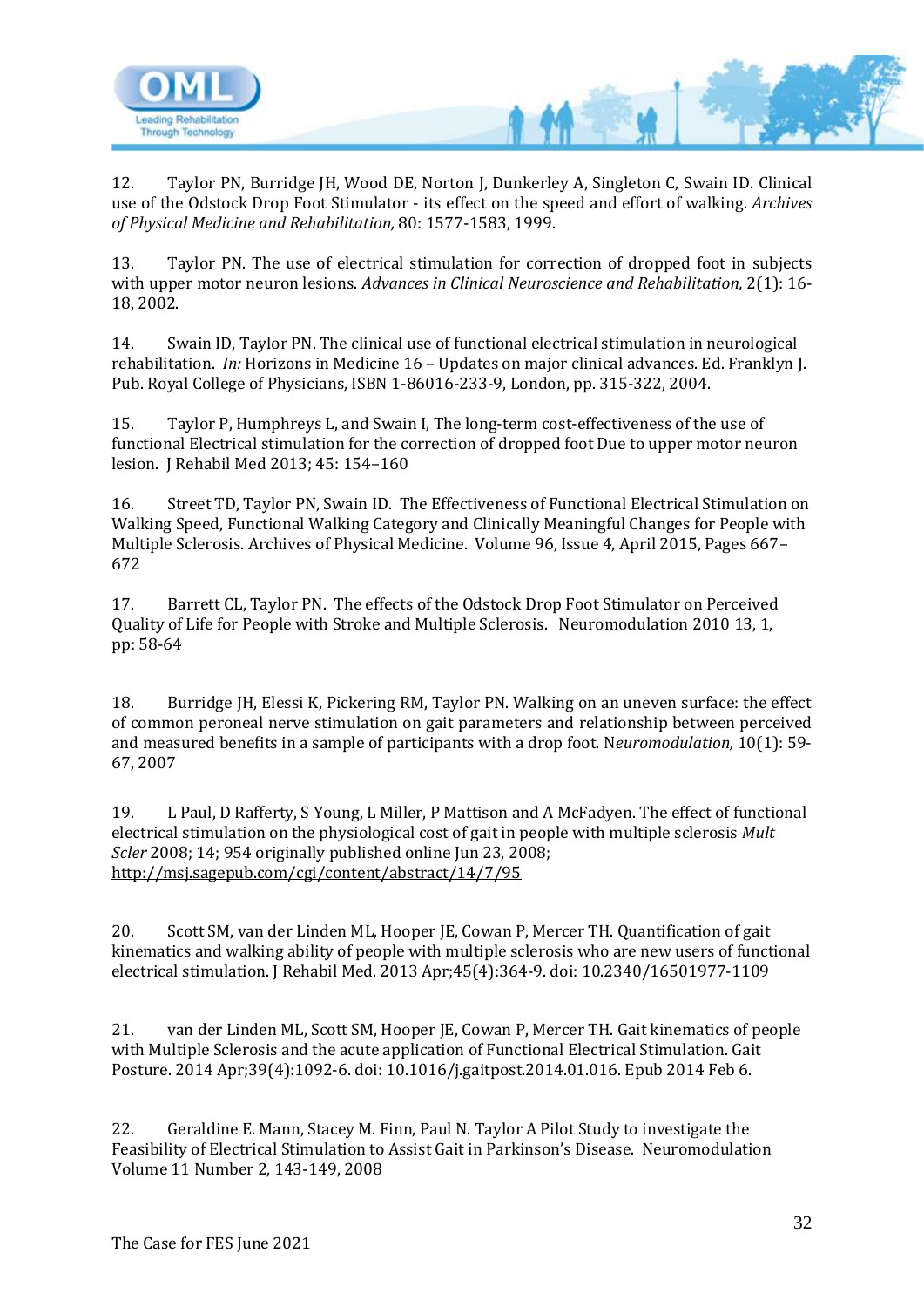12. Taylor PN, Burridge JH, Wood DE, Norton J, Dunkerley A, Singleton C, Swain ID. Clinical use of the Odstock Drop Foot Stimulator - its effect on the speed and effort of walking. *Archives of Physical Medicine and Rehabilitation,* 80: 1577-1583, 1999.

13. Taylor PN. The use of electrical stimulation for correction of dropped foot in subjects with upper motor neuron lesions. *Advances in Clinical Neuroscience and Rehabilitation,* 2(1): 16-18, 2002.

14. Swain ID, Taylor PN. The clinical use of functional electrical stimulation in neurological rehabilitation. *In:* Horizons in Medicine 16 – Updates on major clinical advances. Ed. Franklyn J. Pub. Royal College of Physicians, ISBN 1-86016-233-9, London, pp. 315-322, 2004.

15. Taylor P, Humphreys L, and Swain I, The long-term cost-effectiveness of the use of functional Electrical stimulation for the correction of dropped foot Due to upper motor neuron lesion. J Rehabil Med 2013; 45: 154–160

16. Street TD, Taylor PN, Swain ID. The Effectiveness of Functional Electrical Stimulation on Walking Speed, Functional Walking Category and Clinically Meaningful Changes for People with Multiple Sclerosis. Archives of Physical Medicine. Volume 96, Issue 4, April 2015, Pages 667–672

17. Barrett CL, Taylor PN. The effects of the Odstock Drop Foot Stimulator on Perceived Quality of Life for People with Stroke and Multiple Sclerosis. Neuromodulation 2010 13, 1, pp: 58-64

18. Burridge JH, Elessi K, Pickering RM, Taylor PN. Walking on an uneven surface: the effect of common peroneal nerve stimulation on gait parameters and relationship between perceived and measured benefits in a sample of participants with a drop foot. N*euromodulation,* 10(1): 59-67, 2007

19. L Paul, D Rafferty, S Young, L Miller, P Mattison and A McFadyen. The effect of functional electrical stimulation on the physiological cost of gait in people with multiple sclerosis *Mult Scler* 2008; 14; 954 originally published online Jun 23, 2008; http://msj.sagepub.com/cgi/content/abstract/14/7/95

20. Scott SM, van der Linden ML, Hooper JE, Cowan P, Mercer TH. Quantification of gait kinematics and walking ability of people with multiple sclerosis who are new users of functional electrical stimulation. J Rehabil Med. 2013 Apr;45(4):364-9. doi: 10.2340/16501977-1109

21. van der Linden ML, Scott SM, Hooper JE, Cowan P, Mercer TH. Gait kinematics of people with Multiple Sclerosis and the acute application of Functional Electrical Stimulation. Gait Posture. 2014 Apr;39(4):1092-6. doi: 10.1016/j.gaitpost.2014.01.016. Epub 2014 Feb 6.

22. Geraldine E. Mann, Stacey M. Finn, Paul N. Taylor A Pilot Study to investigate the Feasibility of Electrical Stimulation to Assist Gait in Parkinson's Disease. Neuromodulation Volume 11 Number 2, 143-149, 2008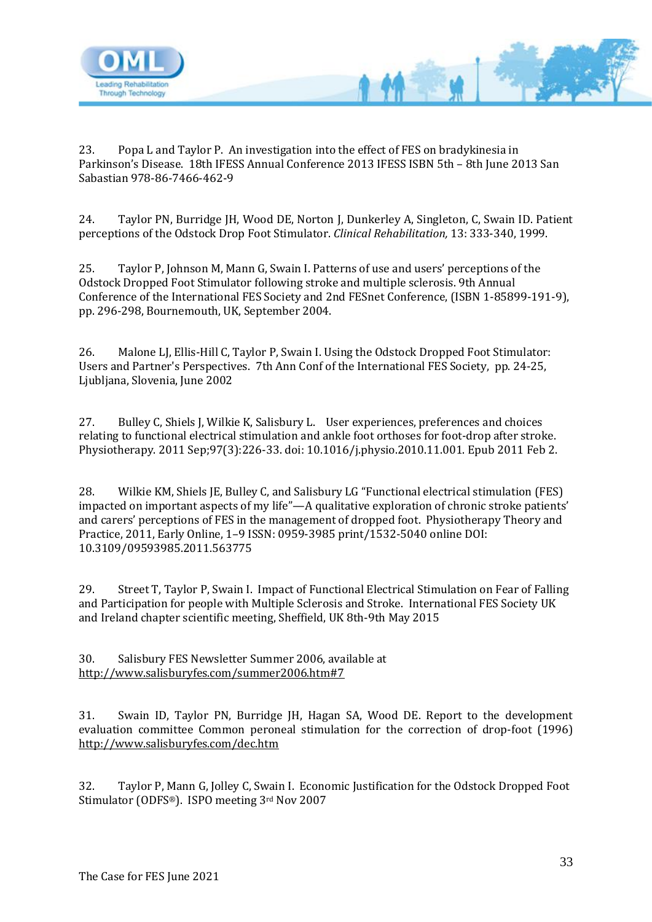23. Popa L and Taylor P. An investigation into the effect of FES on bradykinesia in Parkinson's Disease. 18th IFESS Annual Conference 2013 IFESS ISBN 5th – 8th June 2013 San Sabastian 978-86-7466-462-9

24. Taylor PN, Burridge JH, Wood DE, Norton J, Dunkerley A, Singleton, C, Swain ID. Patient perceptions of the Odstock Drop Foot Stimulator. *Clinical Rehabilitation,* 13: 333-340, 1999.

25. Taylor P, Johnson M, Mann G, Swain I. Patterns of use and users' perceptions of the Odstock Dropped Foot Stimulator following stroke and multiple sclerosis. 9th Annual Conference of the International FES Society and 2nd FESnet Conference, (ISBN 1-85899-191-9), pp. 296-298, Bournemouth, UK, September 2004.

26. Malone LJ, Ellis-Hill C, Taylor P, Swain I. Using the Odstock Dropped Foot Stimulator: Users and Partner's Perspectives. 7th Ann Conf of the International FES Society, pp. 24-25, Ljubljana, Slovenia, June 2002

27. Bulley C, Shiels J, Wilkie K, Salisbury L. User experiences, preferences and choices relating to functional electrical stimulation and ankle foot orthoses for foot-drop after stroke. Physiotherapy. 2011 Sep;97(3):226-33. doi: 10.1016/j.physio.2010.11.001. Epub 2011 Feb 2.

28. Wilkie KM, Shiels JE, Bulley C, and Salisbury LG "Functional electrical stimulation (FES) impacted on important aspects of my life"—A qualitative exploration of chronic stroke patients' and carers' perceptions of FES in the management of dropped foot. Physiotherapy Theory and Practice, 2011, Early Online, 1–9 ISSN: 0959-3985 print/1532-5040 online DOI: 10.3109/09593985.2011.563775

29. Street T, Taylor P, Swain I. Impact of Functional Electrical Stimulation on Fear of Falling and Participation for people with Multiple Sclerosis and Stroke. International FES Society UK and Ireland chapter scientific meeting, Sheffield, UK 8th-9th May 2015

30. Salisbury FES Newsletter Summer 2006, available at http://www.salisburyfes.com/summer2006.htm#7

31. Swain ID, Taylor PN, Burridge JH, Hagan SA, Wood DE. Report to the development evaluation committee Common peroneal stimulation for the correction of drop-foot (1996) http://www.salisburyfes.com/dec.htm

32. Taylor P, Mann G, Jolley C, Swain I. Economic Justification for the Odstock Dropped Foot Stimulator (ODFS®). ISPO meeting 3rd Nov 2007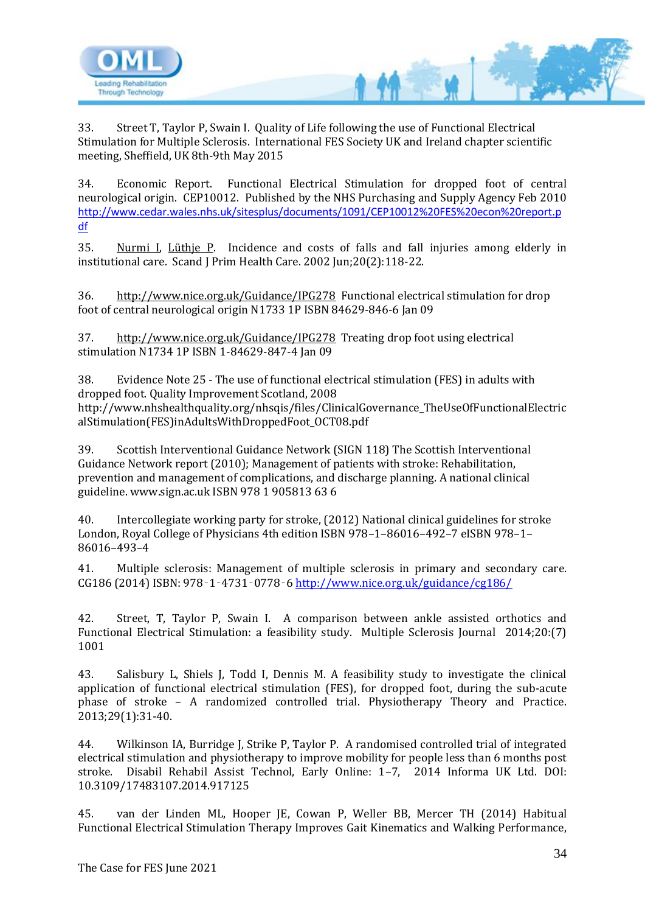33. Street T, Taylor P, Swain I. Quality of Life following the use of Functional Electrical Stimulation for Multiple Sclerosis. International FES Society UK and Ireland chapter scientific meeting, Sheffield, UK 8th-9th May 2015

34. Economic Report. Functional Electrical Stimulation for dropped foot of central neurological origin. CEP10012. Published by the NHS Purchasing and Supply Agency Feb 2010 http://www.cedar.wales.nhs.uk/sitesplus/documents/1091/CEP10012%20FES%20econ%20report.pdf

35. Nurmi I, Lüthje P. Incidence and costs of falls and fall injuries among elderly in institutional care. Scand J Prim Health Care. 2002 Jun;20(2):118-22.

36. http://www.nice.org.uk/Guidance/IPG278 Functional electrical stimulation for drop foot of central neurological origin N1733 1P ISBN 84629-846-6 Jan 09

37. http://www.nice.org.uk/Guidance/IPG278 Treating drop foot using electrical stimulation N1734 1P ISBN 1-84629-847-4 Jan 09

38. Evidence Note 25 - The use of functional electrical stimulation (FES) in adults with dropped foot. Quality Improvement Scotland, 2008 http://www.nhshealthquality.org/nhsqis/files/ClinicalGovernance_TheUseOfFunctionalElectricalStimulation(FES)inAdultsWithDroppedFoot_OCT08.pdf

39. Scottish Interventional Guidance Network (SIGN 118) The Scottish Interventional Guidance Network report (2010); Management of patients with stroke: Rehabilitation, prevention and management of complications, and discharge planning. A national clinical guideline. www.sign.ac.uk ISBN 978 1 905813 63 6

40. Intercollegiate working party for stroke, (2012) National clinical guidelines for stroke London, Royal College of Physicians 4th edition ISBN 978–1–86016–492–7 eISBN 978–1–86016–493–4

41. Multiple sclerosis: Management of multiple sclerosis in primary and secondary care. CG186 (2014) ISBN: 978‑1‑4731‑0778‑6 http://www.nice.org.uk/guidance/cg186/

42. Street, T, Taylor P, Swain I. A comparison between ankle assisted orthotics and Functional Electrical Stimulation: a feasibility study. Multiple Sclerosis Journal 2014;20:(7) 1001

43. Salisbury L, Shiels J, Todd I, Dennis M. A feasibility study to investigate the clinical application of functional electrical stimulation (FES), for dropped foot, during the sub-acute phase of stroke – A randomized controlled trial. Physiotherapy Theory and Practice. 2013;29(1):31-40.

44. Wilkinson IA, Burridge J, Strike P, Taylor P. A randomised controlled trial of integrated electrical stimulation and physiotherapy to improve mobility for people less than 6 months post stroke. Disabil Rehabil Assist Technol, Early Online: 1–7, 2014 Informa UK Ltd. DOI: 10.3109/17483107.2014.917125

45. van der Linden ML, Hooper JE, Cowan P, Weller BB, Mercer TH (2014) Habitual Functional Electrical Stimulation Therapy Improves Gait Kinematics and Walking Performance,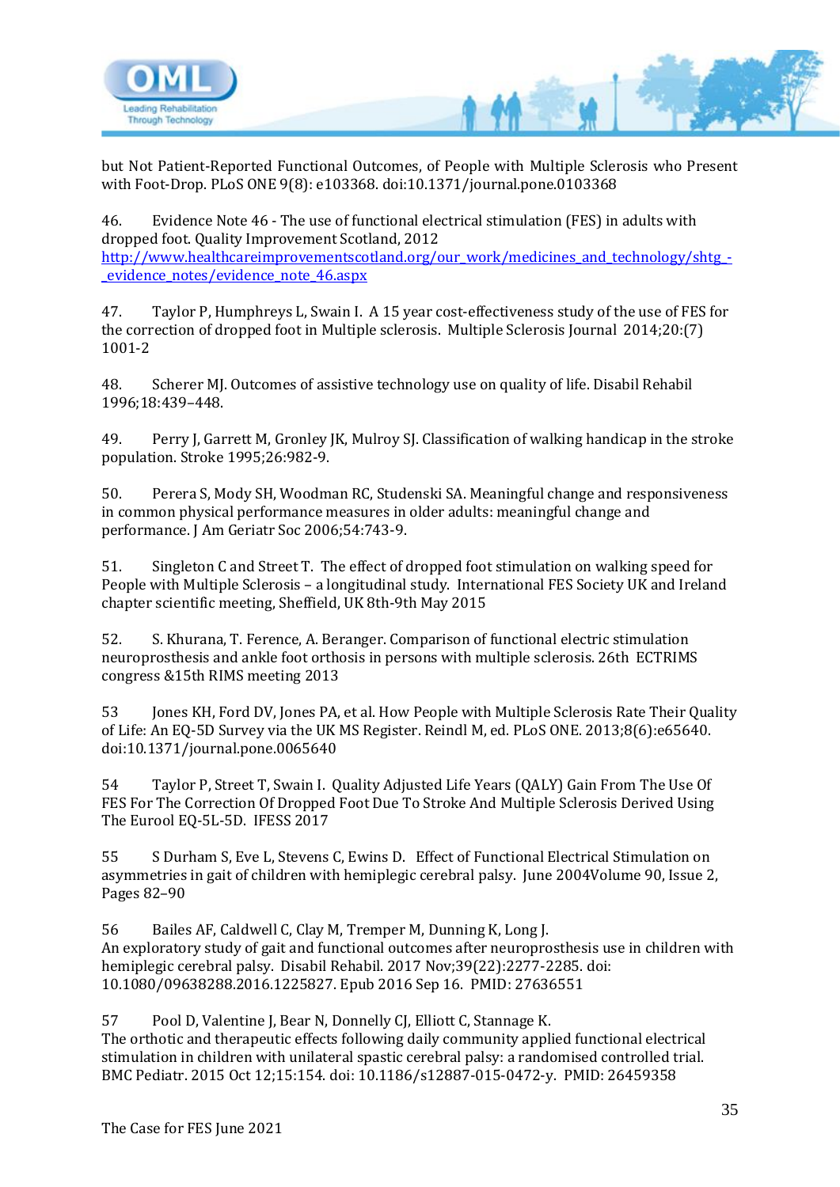but Not Patient-Reported Functional Outcomes, of People with Multiple Sclerosis who Present with Foot-Drop. PLoS ONE 9(8): e103368. doi:10.1371/journal.pone.0103368

46. Evidence Note 46 - The use of functional electrical stimulation (FES) in adults with dropped foot. Quality Improvement Scotland, 2012 http://www.healthcareimprovementscotland.org/our_work/medicines_and_technology/shtg_-_evidence_notes/evidence_note_46.aspx

47. Taylor P, Humphreys L, Swain I. A 15 year cost-effectiveness study of the use of FES for the correction of dropped foot in Multiple sclerosis. Multiple Sclerosis Journal 2014;20:(7) 1001-2

48. Scherer MJ. Outcomes of assistive technology use on quality of life. Disabil Rehabil 1996;18:439–448.

49. Perry J, Garrett M, Gronley JK, Mulroy SJ. Classification of walking handicap in the stroke population. Stroke 1995;26:982-9.

50. Perera S, Mody SH, Woodman RC, Studenski SA. Meaningful change and responsiveness in common physical performance measures in older adults: meaningful change and performance. J Am Geriatr Soc 2006;54:743-9.

51. Singleton C and Street T. The effect of dropped foot stimulation on walking speed for People with Multiple Sclerosis – a longitudinal study. International FES Society UK and Ireland chapter scientific meeting, Sheffield, UK 8th-9th May 2015

52. S. Khurana, T. Ference, A. Beranger. Comparison of functional electric stimulation neuroprosthesis and ankle foot orthosis in persons with multiple sclerosis. 26th ECTRIMS congress &15th RIMS meeting 2013

53 Jones KH, Ford DV, Jones PA, et al. How People with Multiple Sclerosis Rate Their Quality of Life: An EQ-5D Survey via the UK MS Register. Reindl M, ed. PLoS ONE. 2013;8(6):e65640. doi:10.1371/journal.pone.0065640

54 Taylor P, Street T, Swain I. Quality Adjusted Life Years (QALY) Gain From The Use Of FES For The Correction Of Dropped Foot Due To Stroke And Multiple Sclerosis Derived Using The Eurool EQ-5L-5D. IFESS 2017

55 S Durham S, Eve L, Stevens C, Ewins D. Effect of Functional Electrical Stimulation on asymmetries in gait of children with hemiplegic cerebral palsy. June 2004Volume 90, Issue 2, Pages 82–90

56 Bailes AF, Caldwell C, Clay M, Tremper M, Dunning K, Long J. An exploratory study of gait and functional outcomes after neuroprosthesis use in children with hemiplegic cerebral palsy. Disabil Rehabil. 2017 Nov;39(22):2277-2285. doi: 10.1080/09638288.2016.1225827. Epub 2016 Sep 16. PMID: 27636551

57 Pool D, Valentine J, Bear N, Donnelly CJ, Elliott C, Stannage K. The orthotic and therapeutic effects following daily community applied functional electrical stimulation in children with unilateral spastic cerebral palsy: a randomised controlled trial. BMC Pediatr. 2015 Oct 12;15:154. doi: 10.1186/s12887-015-0472-y. PMID: 26459358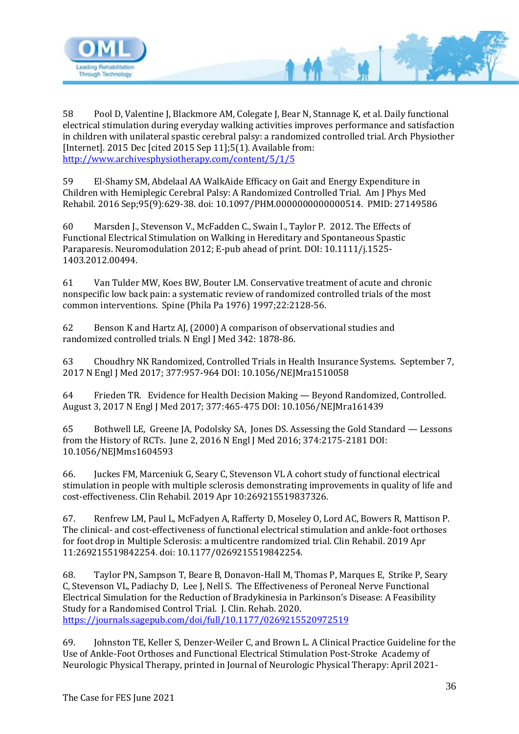58 Pool D, Valentine J, Blackmore AM, Colegate J, Bear N, Stannage K, et al. Daily functional electrical stimulation during everyday walking activities improves performance and satisfaction in children with unilateral spastic cerebral palsy: a randomized controlled trial. Arch Physiother [Internet]. 2015 Dec [cited 2015 Sep 11];5(1). Available from: http://www.archivesphysiotherapy.com/content/5/1/5

59 El-Shamy SM, Abdelaal AA WalkAide Efficacy on Gait and Energy Expenditure in Children with Hemiplegic Cerebral Palsy: A Randomized Controlled Trial. Am J Phys Med Rehabil. 2016 Sep;95(9):629-38. doi: 10.1097/PHM.0000000000000514. PMID: 27149586

60 Marsden J., Stevenson V., McFadden C., Swain I., Taylor P. 2012. The Effects of Functional Electrical Stimulation on Walking in Hereditary and Spontaneous Spastic Paraparesis. Neuromodulation 2012; E-pub ahead of print. DOI: 10.1111/j.1525-1403.2012.00494.

61 Van Tulder MW, Koes BW, Bouter LM. Conservative treatment of acute and chronic nonspecific low back pain: a systematic review of randomized controlled trials of the most common interventions. Spine (Phila Pa 1976) 1997;22:2128-56.

62 Benson K and Hartz AJ, (2000) A comparison of observational studies and randomized controlled trials. N Engl J Med 342: 1878-86.

63 Choudhry NK Randomized, Controlled Trials in Health Insurance Systems. September 7, 2017 N Engl J Med 2017; 377:957-964 DOI: 10.1056/NEJMra1510058

64 Frieden TR. Evidence for Health Decision Making — Beyond Randomized, Controlled. August 3, 2017 N Engl J Med 2017; 377:465-475 DOI: 10.1056/NEJMra161439

65 Bothwell LE, Greene JA, Podolsky SA, Jones DS. Assessing the Gold Standard — Lessons from the History of RCTs. June 2, 2016 N Engl J Med 2016; 374:2175-2181 DOI: 10.1056/NEJMms1604593

66. Juckes FM, Marceniuk G, Seary C, Stevenson VL A cohort study of functional electrical stimulation in people with multiple sclerosis demonstrating improvements in quality of life and cost-effectiveness. Clin Rehabil. 2019 Apr 10:269215519837326.

67. Renfrew LM, Paul L, McFadyen A, Rafferty D, Moseley O, Lord AC, Bowers R, Mattison P. The clinical- and cost-effectiveness of functional electrical stimulation and ankle-foot orthoses for foot drop in Multiple Sclerosis: a multicentre randomized trial. Clin Rehabil. 2019 Apr 11:269215519842254. doi: 10.1177/0269215519842254.

68. Taylor PN, Sampson T, Beare B, Donavon-Hall M, Thomas P, Marques E, Strike P, Seary C, Stevenson VL, Padiachy D, Lee J, Nell S. The Effectiveness of Peroneal Nerve Functional Electrical Simulation for the Reduction of Bradykinesia in Parkinson's Disease: A Feasibility Study for a Randomised Control Trial. J. Clin. Rehab. 2020. https://journals.sagepub.com/doi/full/10.1177/0269215520972519

69. Johnston TE, Keller S, Denzer-Weiler C, and Brown L. A Clinical Practice Guideline for the Use of Ankle-Foot Orthoses and Functional Electrical Stimulation Post-Stroke Academy of Neurologic Physical Therapy, printed in Journal of Neurologic Physical Therapy: April 2021-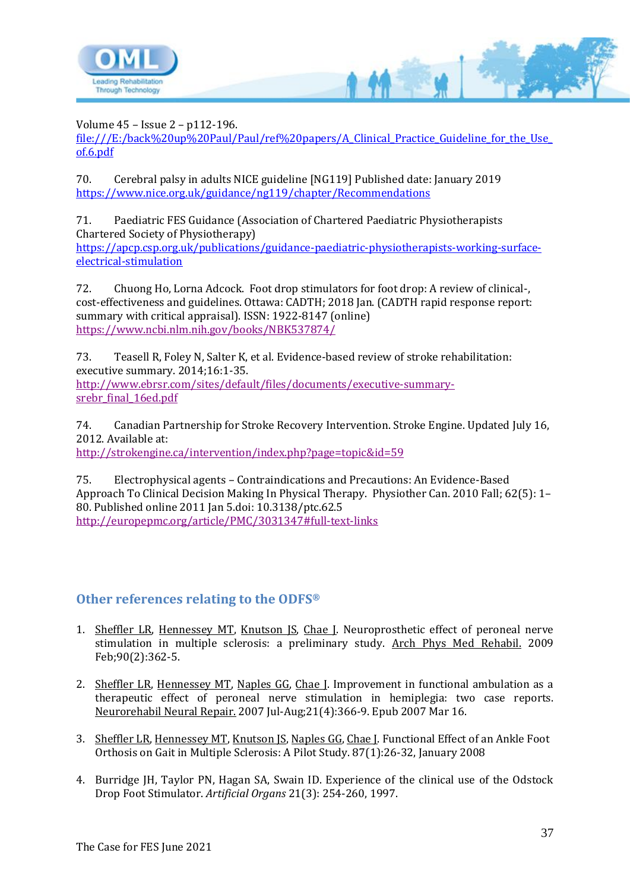Volume 45 – Issue 2 – p112-196.
file:///E:/back%20up%20Paul/Paul/ref%20papers/A_Clinical_Practice_Guideline_for_the_Use_of.6.pdf

70. Cerebral palsy in adults NICE guideline [NG119] Published date: January 2019
https://www.nice.org.uk/guidance/ng119/chapter/Recommendations

71. Paediatric FES Guidance (Association of Chartered Paediatric Physiotherapists Chartered Society of Physiotherapy)
https://apcp.csp.org.uk/publications/guidance-paediatric-physiotherapists-working-surface-electrical-stimulation

72. Chuong Ho, Lorna Adcock. Foot drop stimulators for foot drop: A review of clinical-, cost-effectiveness and guidelines. Ottawa: CADTH; 2018 Jan. (CADTH rapid response report: summary with critical appraisal). ISSN: 1922-8147 (online)
https://www.ncbi.nlm.nih.gov/books/NBK537874/

73. Teasell R, Foley N, Salter K, et al. Evidence-based review of stroke rehabilitation: executive summary. 2014;16:1-35.
http://www.ebrsr.com/sites/default/files/documents/executive-summary-srebr_final_16ed.pdf

74. Canadian Partnership for Stroke Recovery Intervention. Stroke Engine. Updated July 16, 2012. Available at:
http://strokengine.ca/intervention/index.php?page=topic&id=59

75. Electrophysical agents – Contraindications and Precautions: An Evidence-Based Approach To Clinical Decision Making In Physical Therapy. Physiother Can. 2010 Fall; 62(5): 1–80. Published online 2011 Jan 5.doi: 10.3138/ptc.62.5
http://europepmc.org/article/PMC/3031347#full-text-links

## Other references relating to the ODFS®

1. Sheffler LR, Hennessey MT, Knutson JS, Chae J. Neuroprosthetic effect of peroneal nerve stimulation in multiple sclerosis: a preliminary study. Arch Phys Med Rehabil. 2009 Feb;90(2):362-5.

2. Sheffler LR, Hennessey MT, Naples GG, Chae J. Improvement in functional ambulation as a therapeutic effect of peroneal nerve stimulation in hemiplegia: two case reports. Neurorehabil Neural Repair. 2007 Jul-Aug;21(4):366-9. Epub 2007 Mar 16.

3. Sheffler LR, Hennessey MT, Knutson JS, Naples GG, Chae J. Functional Effect of an Ankle Foot Orthosis on Gait in Multiple Sclerosis: A Pilot Study. 87(1):26-32, January 2008

4. Burridge JH, Taylor PN, Hagan SA, Swain ID. Experience of the clinical use of the Odstock Drop Foot Stimulator. *Artificial Organs* 21(3): 254-260, 1997.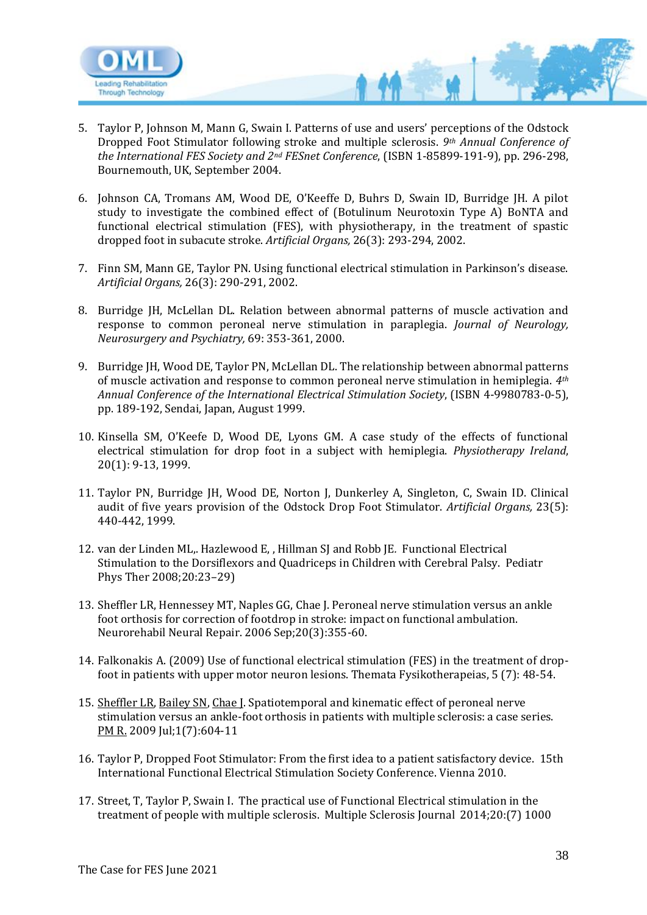5. Taylor P, Johnson M, Mann G, Swain I. Patterns of use and users' perceptions of the Odstock Dropped Foot Stimulator following stroke and multiple sclerosis. *9th Annual Conference of the International FES Society and 2nd FESnet Conference*, (ISBN 1-85899-191-9), pp. 296-298, Bournemouth, UK, September 2004.

6. Johnson CA, Tromans AM, Wood DE, O'Keeffe D, Buhrs D, Swain ID, Burridge JH. A pilot study to investigate the combined effect of (Botulinum Neurotoxin Type A) BoNTA and functional electrical stimulation (FES), with physiotherapy, in the treatment of spastic dropped foot in subacute stroke. *Artificial Organs,* 26(3): 293-294, 2002.

7. Finn SM, Mann GE, Taylor PN. Using functional electrical stimulation in Parkinson's disease. *Artificial Organs,* 26(3): 290-291, 2002.

8. Burridge JH, McLellan DL. Relation between abnormal patterns of muscle activation and response to common peroneal nerve stimulation in paraplegia. *Journal of Neurology, Neurosurgery and Psychiatry,* 69: 353-361, 2000.

9. Burridge JH, Wood DE, Taylor PN, McLellan DL. The relationship between abnormal patterns of muscle activation and response to common peroneal nerve stimulation in hemiplegia. *4th Annual Conference of the International Electrical Stimulation Society*, (ISBN 4-9980783-0-5), pp. 189-192, Sendai, Japan, August 1999.

10. Kinsella SM, O'Keefe D, Wood DE, Lyons GM. A case study of the effects of functional electrical stimulation for drop foot in a subject with hemiplegia. *Physiotherapy Ireland*, 20(1): 9-13, 1999.

11. Taylor PN, Burridge JH, Wood DE, Norton J, Dunkerley A, Singleton, C, Swain ID. Clinical audit of five years provision of the Odstock Drop Foot Stimulator. *Artificial Organs,* 23(5): 440-442, 1999.

12. van der Linden ML,. Hazlewood E, , Hillman SJ and Robb JE. Functional Electrical Stimulation to the Dorsiflexors and Quadriceps in Children with Cerebral Palsy. Pediatr Phys Ther 2008;20:23–29)

13. Sheffler LR, Hennessey MT, Naples GG, Chae J. Peroneal nerve stimulation versus an ankle foot orthosis for correction of footdrop in stroke: impact on functional ambulation. Neurorehabil Neural Repair. 2006 Sep;20(3):355-60.

14. Falkonakis A. (2009) Use of functional electrical stimulation (FES) in the treatment of drop-foot in patients with upper motor neuron lesions. Themata Fysikotherapeias, 5 (7): 48-54.

15. Sheffler LR, Bailey SN, Chae J. Spatiotemporal and kinematic effect of peroneal nerve stimulation versus an ankle-foot orthosis in patients with multiple sclerosis: a case series. PM R. 2009 Jul;1(7):604-11

16. Taylor P, Dropped Foot Stimulator: From the first idea to a patient satisfactory device. 15th International Functional Electrical Stimulation Society Conference. Vienna 2010.

17. Street, T, Taylor P, Swain I. The practical use of Functional Electrical stimulation in the treatment of people with multiple sclerosis. Multiple Sclerosis Journal 2014;20:(7) 1000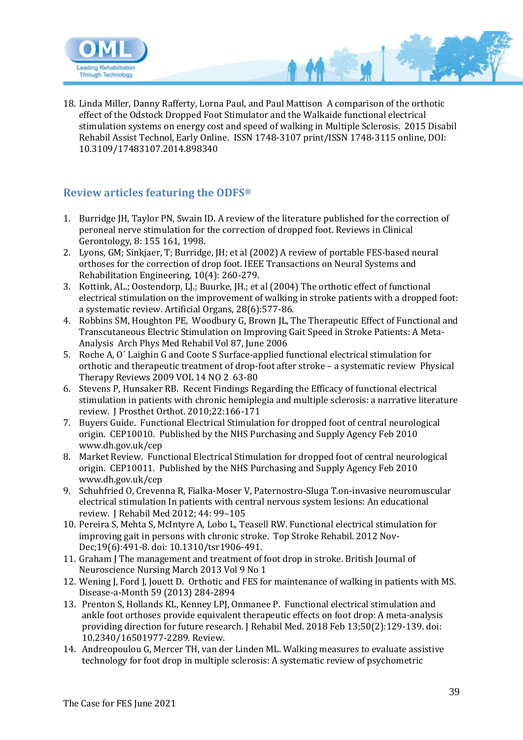18. Linda Miller, Danny Rafferty, Lorna Paul, and Paul Mattison A comparison of the orthotic effect of the Odstock Dropped Foot Stimulator and the Walkaide functional electrical stimulation systems on energy cost and speed of walking in Multiple Sclerosis. 2015 Disabil Rehabil Assist Technol, Early Online. ISSN 1748-3107 print/ISSN 1748-3115 online, DOI: 10.3109/17483107.2014.898340

## Review articles featuring the ODFS®

1. Burridge JH, Taylor PN, Swain ID. A review of the literature published for the correction of peroneal nerve stimulation for the correction of dropped foot. Reviews in Clinical Gerontology, 8: 155 161, 1998.
2. Lyons, GM; Sinkjaer, T; Burridge, JH; et al (2002) A review of portable FES-based neural orthoses for the correction of drop foot. IEEE Transactions on Neural Systems and Rehabilitation Engineering, 10(4): 260-279.
3. Kottink, AL.; Oostendorp, LJ.; Buurke, JH.; et al (2004) The orthotic effect of functional electrical stimulation on the improvement of walking in stroke patients with a dropped foot: a systematic review. Artificial Organs, 28(6):577-86.
4. Robbins SM, Houghton PE, Woodbury G, Brown JL, The Therapeutic Effect of Functional and Transcutaneous Electric Stimulation on Improving Gait Speed in Stroke Patients: A Meta-Analysis Arch Phys Med Rehabil Vol 87, June 2006
5. Roche A, O´ Laighin G and Coote S Surface-applied functional electrical stimulation for orthotic and therapeutic treatment of drop-foot after stroke – a systematic review Physical Therapy Reviews 2009 VOL 14 NO 2 63-80
6. Stevens P, Hunsaker RB. Recent Findings Regarding the Efficacy of functional electrical stimulation in patients with chronic hemiplegia and multiple sclerosis: a narrative literature review. J Prosthet Orthot. 2010;22:166-171
7. Buyers Guide. Functional Electrical Stimulation for dropped foot of central neurological origin. CEP10010. Published by the NHS Purchasing and Supply Agency Feb 2010 www.dh.gov.uk/cep
8. Market Review. Functional Electrical Stimulation for dropped foot of central neurological origin. CEP10011. Published by the NHS Purchasing and Supply Agency Feb 2010 www.dh.gov.uk/cep
9. Schuhfried O, Crevenna R, Fialka-Moser V, Paternostro-Sluga T.on-invasive neuromuscular electrical stimulation In patients with central nervous system lesions: An educational review. J Rehabil Med 2012; 44: 99–105
10. Pereira S, Mehta S, McIntyre A, Lobo L, Teasell RW. Functional electrical stimulation for improving gait in persons with chronic stroke. Top Stroke Rehabil. 2012 Nov-Dec;19(6):491-8. doi: 10.1310/tsr1906-491.
11. Graham J The management and treatment of foot drop in stroke. British Journal of Neuroscience Nursing March 2013 Vol 9 No 1
12. Wening J, Ford J, Jouett D. Orthotic and FES for maintenance of walking in patients with MS. Disease-a-Month 59 (2013) 284-2894
13. Prenton S, Hollands KL, Kenney LPJ, Onmanee P. Functional electrical stimulation and ankle foot orthoses provide equivalent therapeutic effects on foot drop: A meta-analysis providing direction for future research. J Rehabil Med. 2018 Feb 13;50(2):129-139. doi: 10.2340/16501977-2289. Review.
14. Andreopoulou G, Mercer TH, van der Linden ML. Walking measures to evaluate assistive technology for foot drop in multiple sclerosis: A systematic review of psychometric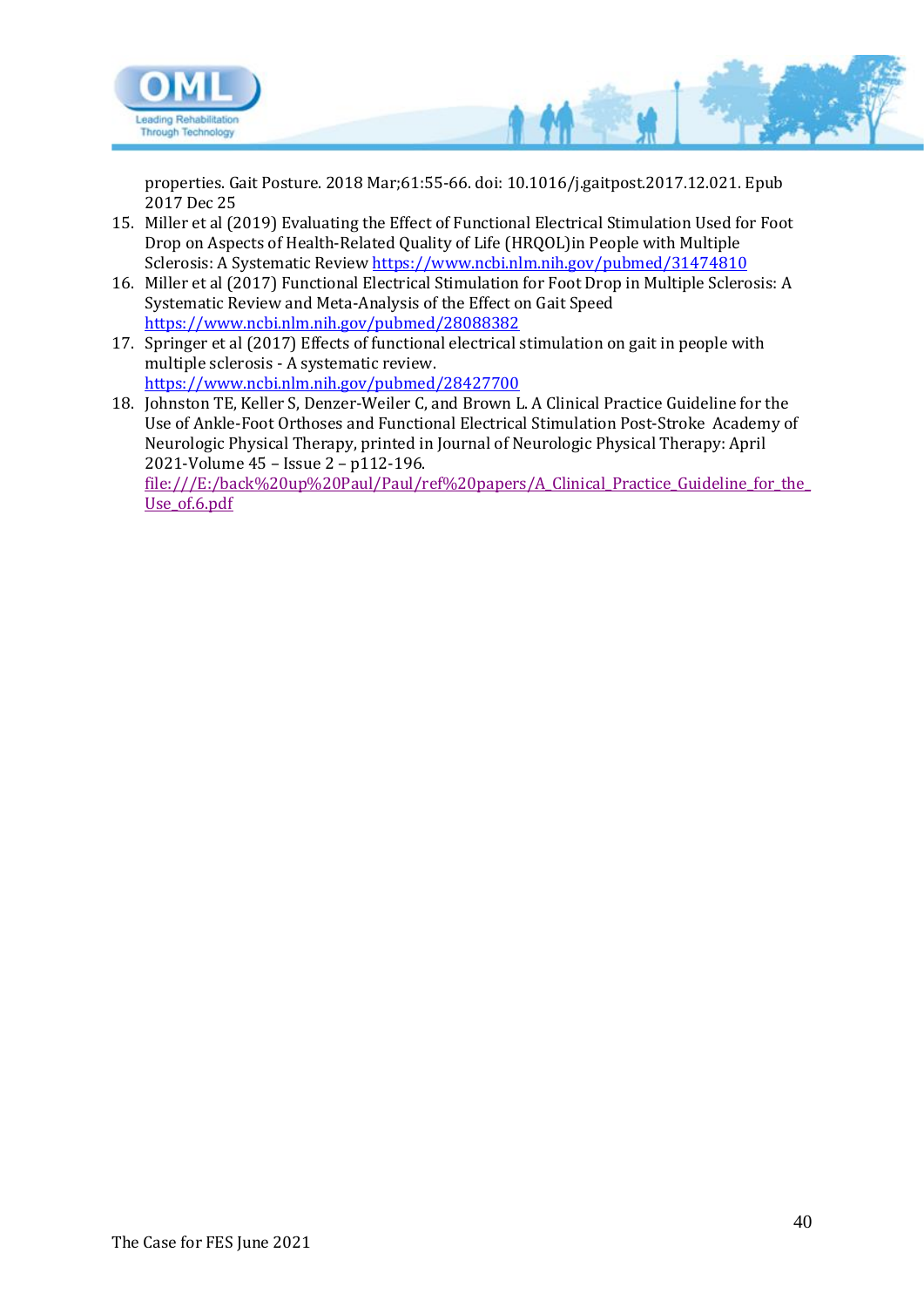properties. Gait Posture. 2018 Mar;61:55-66. doi: 10.1016/j.gaitpost.2017.12.021. Epub 2017 Dec 25

15. Miller et al (2019) Evaluating the Effect of Functional Electrical Stimulation Used for Foot Drop on Aspects of Health-Related Quality of Life (HRQOL)in People with Multiple Sclerosis: A Systematic Review https://www.ncbi.nlm.nih.gov/pubmed/31474810
16. Miller et al (2017) Functional Electrical Stimulation for Foot Drop in Multiple Sclerosis: A Systematic Review and Meta-Analysis of the Effect on Gait Speed https://www.ncbi.nlm.nih.gov/pubmed/28088382
17. Springer et al (2017) Effects of functional electrical stimulation on gait in people with multiple sclerosis - A systematic review. https://www.ncbi.nlm.nih.gov/pubmed/28427700
18. Johnston TE, Keller S, Denzer-Weiler C, and Brown L. A Clinical Practice Guideline for the Use of Ankle-Foot Orthoses and Functional Electrical Stimulation Post-Stroke Academy of Neurologic Physical Therapy, printed in Journal of Neurologic Physical Therapy: April 2021-Volume 45 – Issue 2 – p112-196. file:///E:/back%20up%20Paul/Paul/ref%20papers/A_Clinical_Practice_Guideline_for_the_Use_of.6.pdf